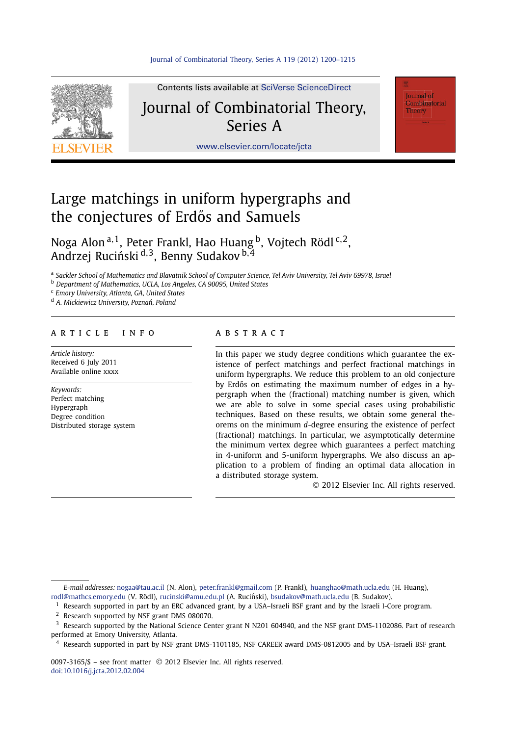Contents lists available at SciVerse ScienceDirect

# Journal of Combinatorial Theory, Series A

www.elsevier.com/locate/jcta

# Large matchings in uniform hypergraphs and the conjectures of Erdős and Samuels

Noga Alon [a,1], Peter Frankl, Hao Huang [b], Vojtech Rödl [c,2], Andrzej Ruciński [d,3], Benny Sudakov [b,4]

[a] Sackler School of Mathematics and Blavatnik School of Computer Science, Tel Aviv University, Tel Aviv 69978, Israel
[b] Department of Mathematics, UCLA, Los Angeles, CA 90095, United States
[c] Emory University, Atlanta, GA, United States
[d] A. Mickiewicz University, Poznań, Poland

## ARTICLE INFO

*Article history:*
Received 6 July 2011
Available online xxxx

*Keywords:*
Perfect matching
Hypergraph
Degree condition
Distributed storage system

## ABSTRACT

In this paper we study degree conditions which guarantee the existence of perfect matchings and perfect fractional matchings in uniform hypergraphs. We reduce this problem to an old conjecture by Erdős on estimating the maximum number of edges in a hypergraph when the (fractional) matching number is given, which we are able to solve in some special cases using probabilistic techniques. Based on these results, we obtain some general theorems on the minimum $d$-degree ensuring the existence of perfect (fractional) matchings. In particular, we asymptotically determine the minimum vertex degree which guarantees a perfect matching in 4-uniform and 5-uniform hypergraphs. We also discuss an application to a problem of finding an optimal data allocation in a distributed storage system.

© 2012 Elsevier Inc. All rights reserved.

---

*E-mail addresses:* nogaa@tau.ac.il (N. Alon), peter.frankl@gmail.com (P. Frankl), huanghao@math.ucla.edu (H. Huang), rodl@mathcs.emory.edu (V. Rödl), rucinski@amu.edu.pl (A. Ruciński), bsudakov@math.ucla.edu (B. Sudakov).

[1] Research supported in part by an ERC advanced grant, by a USA–Israeli BSF grant and by the Israeli I-Core program.

[2] Research supported by NSF grant DMS 080070.

[3] Research supported by the National Science Center grant N N201 604940, and the NSF grant DMS-1102086. Part of research performed at Emory University, Atlanta.

[4] Research supported in part by NSF grant DMS-1101185, NSF CAREER award DMS-0812005 and by USA–Israeli BSF grant.

0097-3165/$ – see front matter © 2012 Elsevier Inc. All rights reserved.
doi:10.1016/j.jcta.2012.02.004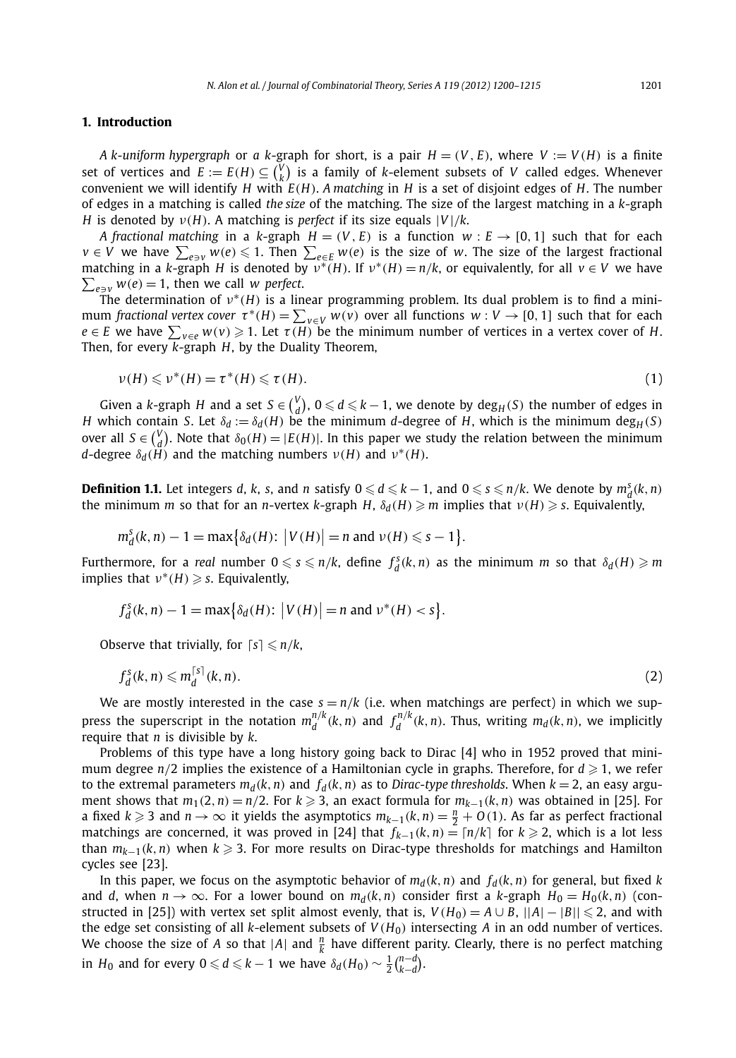## 1. Introduction

*A k-uniform hypergraph* or *a k-graph* for short, is a pair $H = (V, E)$, where $V := V(H)$ is a finite set of vertices and $E := E(H) \subseteq \binom{V}{k}$ is a family of $k$-element subsets of $V$ called edges. Whenever convenient we will identify $H$ with $E(H)$. *A matching* in $H$ is a set of disjoint edges of $H$. The number of edges in a matching is called *the size* of the matching. The size of the largest matching in a $k$-graph $H$ is denoted by $\nu(H)$. A matching is *perfect* if its size equals $|V|/k$.

*A fractional matching* in a $k$-graph $H = (V, E)$ is a function $w : E \to [0, 1]$ such that for each $v \in V$ we have $\sum_{e \ni v} w(e) \leqslant 1$. Then $\sum_{e \in E} w(e)$ is the size of $w$. The size of the largest fractional matching in a $k$-graph $H$ is denoted by $\nu^*(H)$. If $\nu^*(H) = n/k$, or equivalently, for all $v \in V$ we have $\sum_{e \ni v} w(e) = 1$, then we call $w$ *perfect*.

The determination of $\nu^*(H)$ is a linear programming problem. Its dual problem is to find a minimum *fractional vertex cover* $\tau^*(H) = \sum_{v \in V} w(v)$ over all functions $w : V \to [0, 1]$ such that for each $e \in E$ we have $\sum_{v \in e} w(v) \geqslant 1$. Let $\tau(H)$ be the minimum number of vertices in a vertex cover of $H$. Then, for every $k$-graph $H$, by the Duality Theorem,

$$\nu(H) \leqslant \nu^*(H) = \tau^*(H) \leqslant \tau(H). \tag{1}$$

Given a $k$-graph $H$ and a set $S \in \binom{V}{d}$, $0 \leqslant d \leqslant k-1$, we denote by $\deg_H(S)$ the number of edges in $H$ which contain $S$. Let $\delta_d := \delta_d(H)$ be the minimum $d$-degree of $H$, which is the minimum $\deg_H(S)$ over all $S \in \binom{V}{d}$. Note that $\delta_0(H) = |E(H)|$. In this paper we study the relation between the minimum $d$-degree $\delta_d(H)$ and the matching numbers $\nu(H)$ and $\nu^*(H)$.

**Definition 1.1.** Let integers $d$, $k$, $s$, and $n$ satisfy $0 \leqslant d \leqslant k-1$, and $0 \leqslant s \leqslant n/k$. We denote by $m_d^s(k,n)$ the minimum $m$ so that for an $n$-vertex $k$-graph $H$, $\delta_d(H) \geqslant m$ implies that $\nu(H) \geqslant s$. Equivalently,

$$m_d^s(k,n) - 1 = \max\bigl\{\delta_d(H) \colon \bigl|V(H)\bigr| = n \text{ and } \nu(H) \leqslant s-1\bigr\}.$$

Furthermore, for a *real* number $0 \leqslant s \leqslant n/k$, define $f_d^s(k,n)$ as the minimum $m$ so that $\delta_d(H) \geqslant m$ implies that $\nu^*(H) \geqslant s$. Equivalently,

$$f_d^s(k,n) - 1 = \max\bigl\{\delta_d(H) \colon \bigl|V(H)\bigr| = n \text{ and } \nu^*(H) < s\bigr\}.$$

Observe that trivially, for $\lceil s \rceil \leqslant n/k$,

$$f_d^s(k,n) \leqslant m_d^{\lceil s \rceil}(k,n). \tag{2}$$

We are mostly interested in the case $s = n/k$ (i.e. when matchings are perfect) in which we suppress the superscript in the notation $m_d^{n/k}(k,n)$ and $f_d^{n/k}(k,n)$. Thus, writing $m_d(k,n)$, we implicitly require that $n$ is divisible by $k$.

Problems of this type have a long history going back to Dirac [4] who in 1952 proved that minimum degree $n/2$ implies the existence of a Hamiltonian cycle in graphs. Therefore, for $d \geqslant 1$, we refer to the extremal parameters $m_d(k,n)$ and $f_d(k,n)$ as to *Dirac-type thresholds*. When $k = 2$, an easy argument shows that $m_1(2,n) = n/2$. For $k \geqslant 3$, an exact formula for $m_{k-1}(k,n)$ was obtained in [25]. For a fixed $k \geqslant 3$ and $n \to \infty$ it yields the asymptotics $m_{k-1}(k,n) = \frac{n}{2} + O(1)$. As far as perfect fractional matchings are concerned, it was proved in [24] that $f_{k-1}(k,n) = \lceil n/k \rceil$ for $k \geqslant 2$, which is a lot less than $m_{k-1}(k,n)$ when $k \geqslant 3$. For more results on Dirac-type thresholds for matchings and Hamilton cycles see [23].

In this paper, we focus on the asymptotic behavior of $m_d(k,n)$ and $f_d(k,n)$ for general, but fixed $k$ and $d$, when $n \to \infty$. For a lower bound on $m_d(k,n)$ consider first a $k$-graph $H_0 = H_0(k,n)$ (constructed in [25]) with vertex set split almost evenly, that is, $V(H_0) = A \cup B$, $||A| - |B|| \leqslant 2$, and with the edge set consisting of all $k$-element subsets of $V(H_0)$ intersecting $A$ in an odd number of vertices. We choose the size of $A$ so that $|A|$ and $\frac{n}{k}$ have different parity. Clearly, there is no perfect matching in $H_0$ and for every $0 \leqslant d \leqslant k-1$ we have $\delta_d(H_0) \sim \frac{1}{2}\binom{n-d}{k-d}$.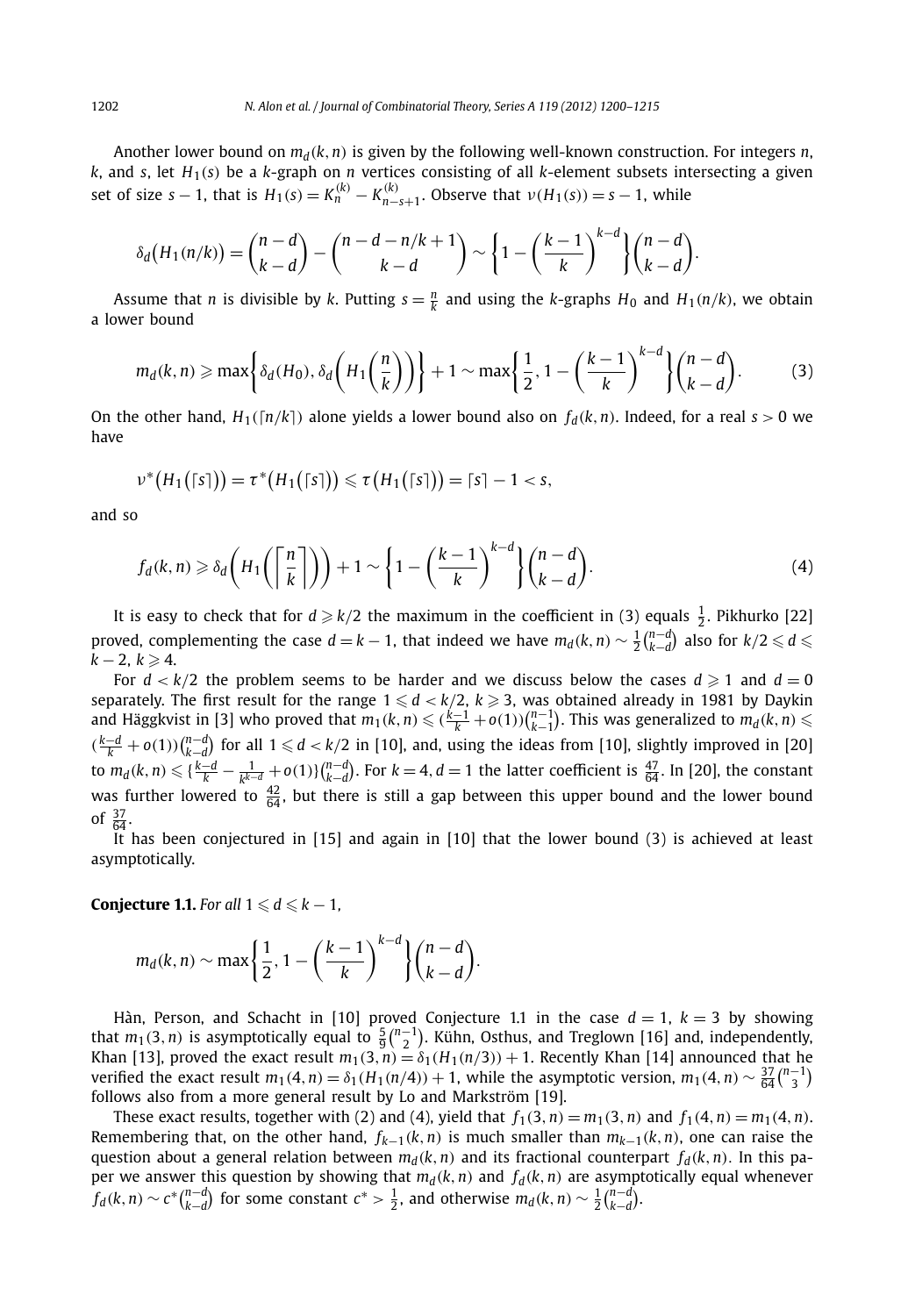Another lower bound on $m_d(k,n)$ is given by the following well-known construction. For integers $n$, $k$, and $s$, let $H_1(s)$ be a $k$-graph on $n$ vertices consisting of all $k$-element subsets intersecting a given set of size $s-1$, that is $H_1(s) = K_n^{(k)} - K_{n-s+1}^{(k)}$. Observe that $\nu(H_1(s)) = s-1$, while

$$\delta_d\big(H_1(n/k)\big) = \binom{n-d}{k-d} - \binom{n-d-n/k+1}{k-d} \sim \left\{1 - \left(\frac{k-1}{k}\right)^{k-d}\right\}\binom{n-d}{k-d}.$$

Assume that $n$ is divisible by $k$. Putting $s = \frac{n}{k}$ and using the $k$-graphs $H_0$ and $H_1(n/k)$, we obtain a lower bound

$$m_d(k,n) \geqslant \max\left\{\delta_d(H_0), \delta_d\left(H_1\left(\frac{n}{k}\right)\right)\right\} + 1 \sim \max\left\{\frac{1}{2}, 1 - \left(\frac{k-1}{k}\right)^{k-d}\right\}\binom{n-d}{k-d}. \tag{3}$$

On the other hand, $H_1(\lceil n/k \rceil)$ alone yields a lower bound also on $f_d(k,n)$. Indeed, for a real $s > 0$ we have

$$\nu^*\big(H_1\big(\lceil s \rceil\big)\big) = \tau^*\big(H_1\big(\lceil s \rceil\big)\big) \leqslant \tau\big(H_1\big(\lceil s \rceil\big)\big) = \lceil s \rceil - 1 < s,$$

and so

$$f_d(k,n) \geqslant \delta_d\left(H_1\left(\left\lceil \frac{n}{k} \right\rceil\right)\right) + 1 \sim \left\{1 - \left(\frac{k-1}{k}\right)^{k-d}\right\}\binom{n-d}{k-d}. \tag{4}$$

It is easy to check that for $d \geqslant k/2$ the maximum in the coefficient in (3) equals $\frac{1}{2}$. Pikhurko [22] proved, complementing the case $d = k-1$, that indeed we have $m_d(k,n) \sim \frac{1}{2}\binom{n-d}{k-d}$ also for $k/2 \leqslant d \leqslant k-2$, $k \geqslant 4$.

For $d < k/2$ the problem seems to be harder and we discuss below the cases $d \geqslant 1$ and $d = 0$ separately. The first result for the range $1 \leqslant d < k/2$, $k \geqslant 3$, was obtained already in 1981 by Daykin and Häggkvist in [3] who proved that $m_1(k,n) \leqslant (\frac{k-1}{k} + o(1))\binom{n-1}{k-1}$. This was generalized to $m_d(k,n) \leqslant (\frac{k-d}{k} + o(1))\binom{n-d}{k-d}$ for all $1 \leqslant d < k/2$ in [10], and, using the ideas from [10], slightly improved in [20] to $m_d(k,n) \leqslant \{\frac{k-d}{k} - \frac{1}{k^{k-d}} + o(1)\}\binom{n-d}{k-d}$. For $k = 4, d = 1$ the latter coefficient is $\frac{47}{64}$. In [20], the constant was further lowered to $\frac{42}{64}$, but there is still a gap between this upper bound and the lower bound of $\frac{37}{64}$.

It has been conjectured in [15] and again in [10] that the lower bound (3) is achieved at least asymptotically.

**Conjecture 1.1.** *For all* $1 \leqslant d \leqslant k-1$,

$$m_d(k,n) \sim \max\left\{\frac{1}{2}, 1 - \left(\frac{k-1}{k}\right)^{k-d}\right\}\binom{n-d}{k-d}.$$

Hàn, Person, and Schacht in [10] proved Conjecture 1.1 in the case $d = 1$, $k = 3$ by showing that $m_1(3,n)$ is asymptotically equal to $\frac{5}{9}\binom{n-1}{2}$. Kühn, Osthus, and Treglown [16] and, independently, Khan [13], proved the exact result $m_1(3,n) = \delta_1(H_1(n/3)) + 1$. Recently Khan [14] announced that he verified the exact result $m_1(4,n) = \delta_1(H_1(n/4)) + 1$, while the asymptotic version, $m_1(4,n) \sim \frac{37}{64}\binom{n-1}{3}$ follows also from a more general result by Lo and Markström [19].

These exact results, together with (2) and (4), yield that $f_1(3,n) = m_1(3,n)$ and $f_1(4,n) = m_1(4,n)$. Remembering that, on the other hand, $f_{k-1}(k,n)$ is much smaller than $m_{k-1}(k,n)$, one can raise the question about a general relation between $m_d(k,n)$ and its fractional counterpart $f_d(k,n)$. In this paper we answer this question by showing that $m_d(k,n)$ and $f_d(k,n)$ are asymptotically equal whenever $f_d(k,n) \sim c^*\binom{n-d}{k-d}$ for some constant $c^* > \frac{1}{2}$, and otherwise $m_d(k,n) \sim \frac{1}{2}\binom{n-d}{k-d}$.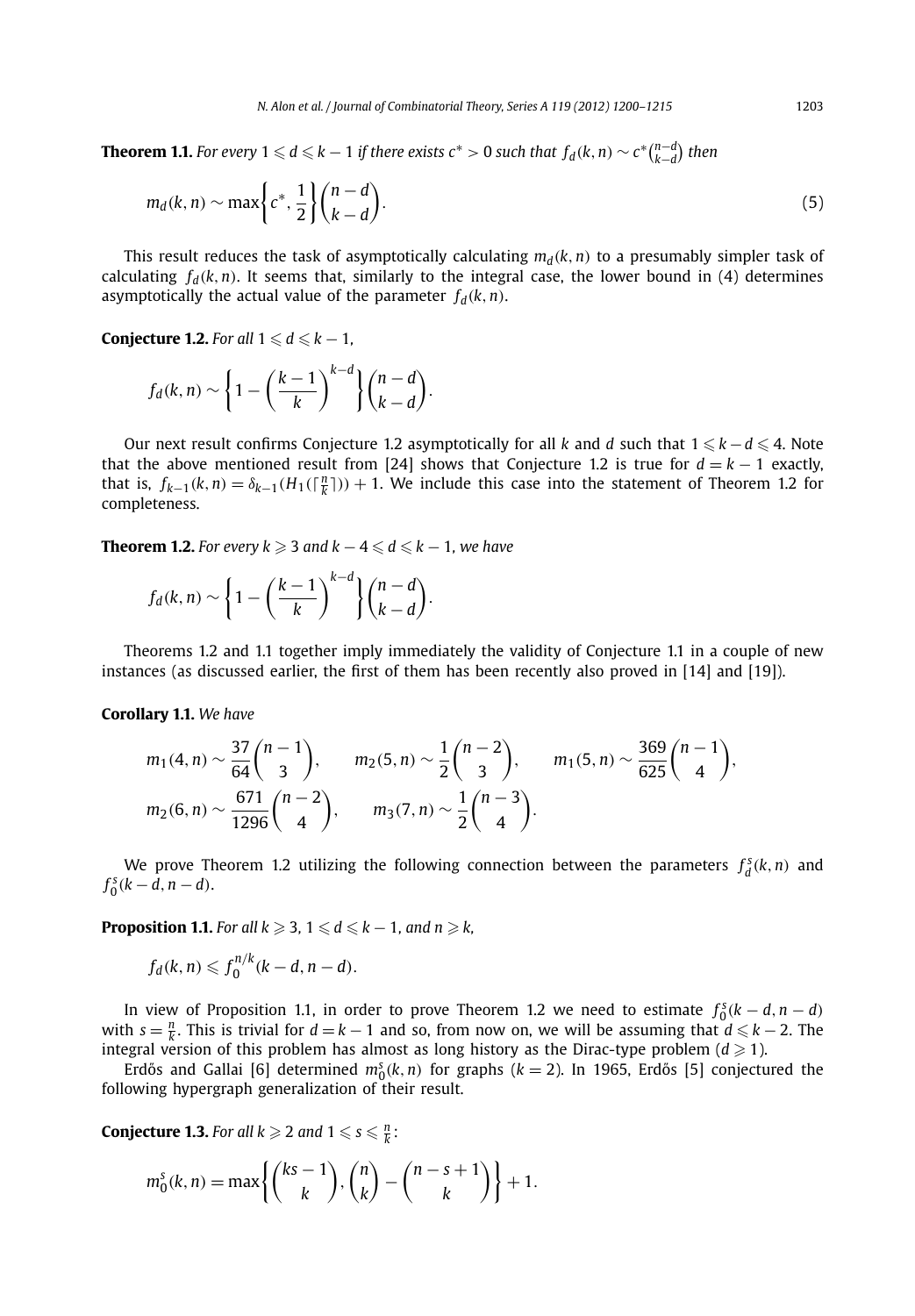**Theorem 1.1.** *For every $1 \leqslant d \leqslant k-1$ if there exists $c^* > 0$ such that $f_d(k,n) \sim c^* \binom{n-d}{k-d}$ then*

$$m_d(k,n) \sim \max\left\{c^*, \frac{1}{2}\right\}\binom{n-d}{k-d}. \tag{5}$$

This result reduces the task of asymptotically calculating $m_d(k,n)$ to a presumably simpler task of calculating $f_d(k,n)$. It seems that, similarly to the integral case, the lower bound in (4) determines asymptotically the actual value of the parameter $f_d(k,n)$.

**Conjecture 1.2.** *For all $1 \leqslant d \leqslant k-1$,*

$$f_d(k,n) \sim \left\{1 - \left(\frac{k-1}{k}\right)^{k-d}\right\}\binom{n-d}{k-d}.$$

Our next result confirms Conjecture 1.2 asymptotically for all $k$ and $d$ such that $1 \leqslant k-d \leqslant 4$. Note that the above mentioned result from [24] shows that Conjecture 1.2 is true for $d = k-1$ exactly, that is, $f_{k-1}(k,n) = \delta_{k-1}(H_1(\lceil \frac{n}{k} \rceil)) + 1$. We include this case into the statement of Theorem 1.2 for completeness.

**Theorem 1.2.** *For every $k \geqslant 3$ and $k-4 \leqslant d \leqslant k-1$, we have*

$$f_d(k,n) \sim \left\{1 - \left(\frac{k-1}{k}\right)^{k-d}\right\}\binom{n-d}{k-d}.$$

Theorems 1.2 and 1.1 together imply immediately the validity of Conjecture 1.1 in a couple of new instances (as discussed earlier, the first of them has been recently also proved in [14] and [19]).

**Corollary 1.1.** *We have*

$$m_1(4,n) \sim \frac{37}{64}\binom{n-1}{3}, \qquad m_2(5,n) \sim \frac{1}{2}\binom{n-2}{3}, \qquad m_1(5,n) \sim \frac{369}{625}\binom{n-1}{4},$$
$$m_2(6,n) \sim \frac{671}{1296}\binom{n-2}{4}, \qquad m_3(7,n) \sim \frac{1}{2}\binom{n-3}{4}.$$

We prove Theorem 1.2 utilizing the following connection between the parameters $f_d^s(k,n)$ and $f_0^s(k-d, n-d)$.

**Proposition 1.1.** *For all $k \geqslant 3$, $1 \leqslant d \leqslant k-1$, and $n \geqslant k$,*

$$f_d(k,n) \leqslant f_0^{n/k}(k-d, n-d).$$

In view of Proposition 1.1, in order to prove Theorem 1.2 we need to estimate $f_0^s(k-d, n-d)$ with $s = \frac{n}{k}$. This is trivial for $d = k-1$ and so, from now on, we will be assuming that $d \leqslant k-2$. The integral version of this problem has almost as long history as the Dirac-type problem ($d \geqslant 1$).

Erdős and Gallai [6] determined $m_0^s(k,n)$ for graphs ($k = 2$). In 1965, Erdős [5] conjectured the following hypergraph generalization of their result.

**Conjecture 1.3.** *For all $k \geqslant 2$ and $1 \leqslant s \leqslant \frac{n}{k}$:*

$$m_0^s(k,n) = \max\left\{\binom{ks-1}{k}, \binom{n}{k} - \binom{n-s+1}{k}\right\} + 1.$$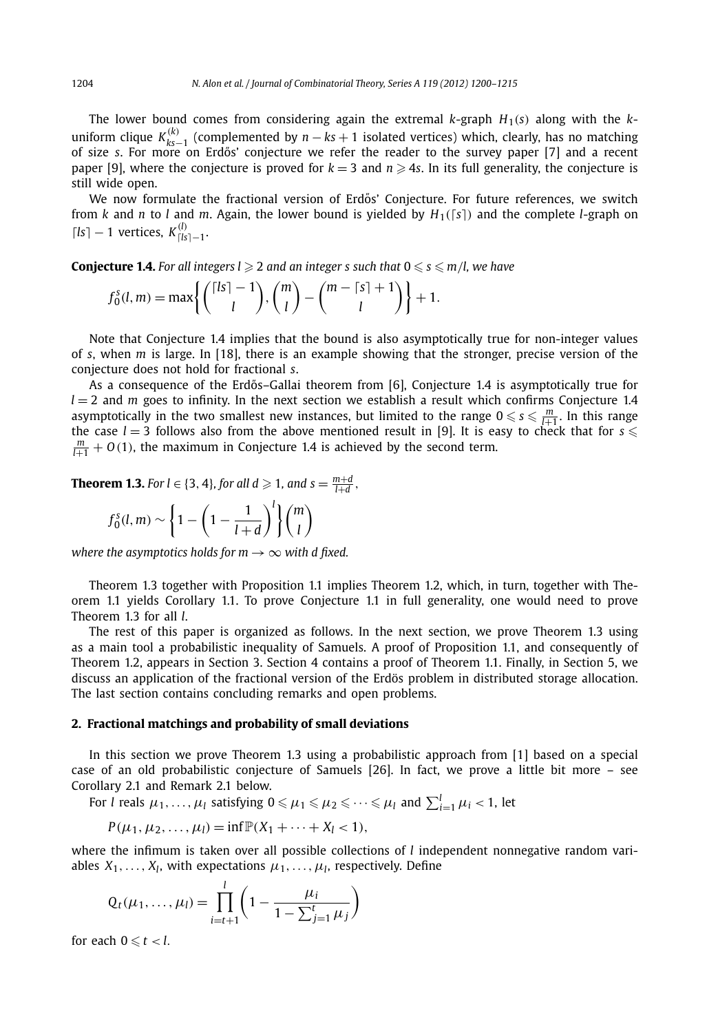The lower bound comes from considering again the extremal $k$-graph $H_1(s)$ along with the $k$-uniform clique $K^{(k)}_{ks-1}$ (complemented by $n - ks + 1$ isolated vertices) which, clearly, has no matching of size $s$. For more on Erdős' conjecture we refer the reader to the survey paper [7] and a recent paper [9], where the conjecture is proved for $k = 3$ and $n \geqslant 4s$. In its full generality, the conjecture is still wide open.

We now formulate the fractional version of Erdős' Conjecture. For future references, we switch from $k$ and $n$ to $l$ and $m$. Again, the lower bound is yielded by $H_1(\lceil s \rceil)$ and the complete $l$-graph on $\lceil ls \rceil - 1$ vertices, $K^{(l)}_{\lceil ls \rceil - 1}$.

**Conjecture 1.4.** *For all integers $l \geqslant 2$ and an integer $s$ such that $0 \leqslant s \leqslant m/l$, we have*

$$f_0^s(l, m) = \max\left\{ \binom{\lceil ls \rceil - 1}{l}, \binom{m}{l} - \binom{m - \lceil s \rceil + 1}{l} \right\} + 1.$$

Note that Conjecture 1.4 implies that the bound is also asymptotically true for non-integer values of $s$, when $m$ is large. In [18], there is an example showing that the stronger, precise version of the conjecture does not hold for fractional $s$.

As a consequence of the Erdős–Gallai theorem from [6], Conjecture 1.4 is asymptotically true for $l = 2$ and $m$ goes to infinity. In the next section we establish a result which confirms Conjecture 1.4 asymptotically in the two smallest new instances, but limited to the range $0 \leqslant s \leqslant \frac{m}{l+1}$. In this range the case $l = 3$ follows also from the above mentioned result in [9]. It is easy to check that for $s \leqslant \frac{m}{l+1} + O(1)$, the maximum in Conjecture 1.4 is achieved by the second term.

**Theorem 1.3.** *For $l \in \{3, 4\}$, for all $d \geqslant 1$, and $s = \frac{m+d}{l+d}$,*

$$f_0^s(l, m) \sim \left\{ 1 - \left( 1 - \frac{1}{l+d} \right)^l \right\} \binom{m}{l}$$

*where the asymptotics holds for $m \to \infty$ with $d$ fixed.*

Theorem 1.3 together with Proposition 1.1 implies Theorem 1.2, which, in turn, together with Theorem 1.1 yields Corollary 1.1. To prove Conjecture 1.1 in full generality, one would need to prove Theorem 1.3 for all $l$.

The rest of this paper is organized as follows. In the next section, we prove Theorem 1.3 using as a main tool a probabilistic inequality of Samuels. A proof of Proposition 1.1, and consequently of Theorem 1.2, appears in Section 3. Section 4 contains a proof of Theorem 1.1. Finally, in Section 5, we discuss an application of the fractional version of the Erdös problem in distributed storage allocation. The last section contains concluding remarks and open problems.

## 2. Fractional matchings and probability of small deviations

In this section we prove Theorem 1.3 using a probabilistic approach from [1] based on a special case of an old probabilistic conjecture of Samuels [26]. In fact, we prove a little bit more – see Corollary 2.1 and Remark 2.1 below.

For $l$ reals $\mu_1, \dots, \mu_l$ satisfying $0 \leqslant \mu_1 \leqslant \mu_2 \leqslant \dots \leqslant \mu_l$ and $\sum_{i=1}^{l} \mu_i < 1$, let

$$P(\mu_1, \mu_2, \dots, \mu_l) = \inf \mathbb{P}(X_1 + \dots + X_l < 1),$$

where the infimum is taken over all possible collections of $l$ independent nonnegative random variables $X_1, \dots, X_l$, with expectations $\mu_1, \dots, \mu_l$, respectively. Define

$$Q_t(\mu_1, \dots, \mu_l) = \prod_{i=t+1}^{l} \left( 1 - \frac{\mu_i}{1 - \sum_{j=1}^{t} \mu_j} \right)$$

for each $0 \leqslant t < l$.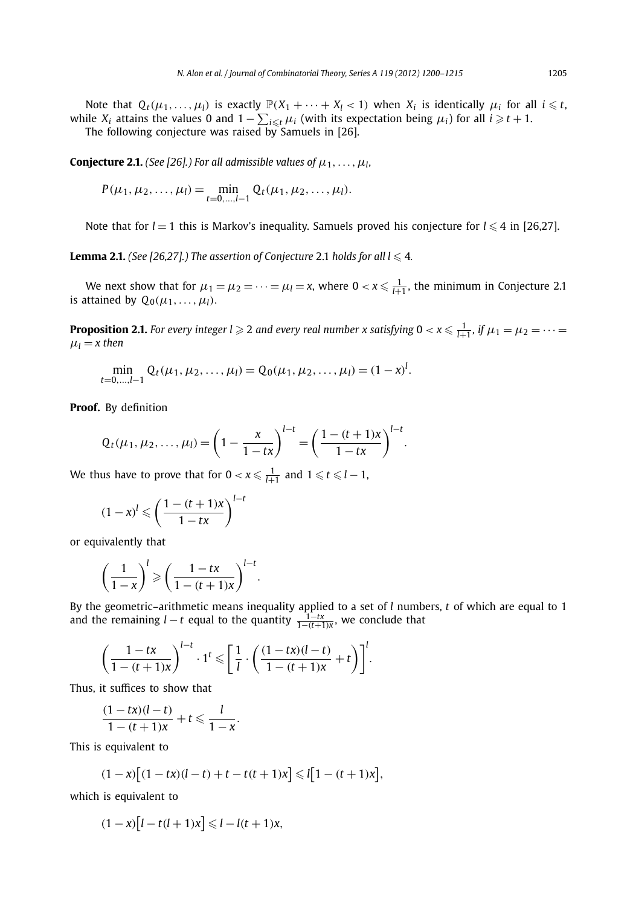Note that $Q_t(\mu_1, \ldots, \mu_l)$ is exactly $\mathbb{P}(X_1 + \cdots + X_l < 1)$ when $X_i$ is identically $\mu_i$ for all $i \leqslant t$, while $X_i$ attains the values 0 and $1 - \sum_{i \leqslant t} \mu_i$ (with its expectation being $\mu_i$) for all $i \geqslant t+1$.

The following conjecture was raised by Samuels in [26].

**Conjecture 2.1.** *(See [26].) For all admissible values of $\mu_1, \ldots, \mu_l$,*

$$P(\mu_1, \mu_2, \ldots, \mu_l) = \min_{t=0,\ldots,l-1} Q_t(\mu_1, \mu_2, \ldots, \mu_l).$$

Note that for $l = 1$ this is Markov's inequality. Samuels proved his conjecture for $l \leqslant 4$ in [26,27].

**Lemma 2.1.** *(See [26,27].) The assertion of Conjecture 2.1 holds for all $l \leqslant 4$.*

We next show that for $\mu_1 = \mu_2 = \cdots = \mu_l = x$, where $0 < x \leqslant \frac{1}{l+1}$, the minimum in Conjecture 2.1 is attained by $Q_0(\mu_1, \ldots, \mu_l)$.

**Proposition 2.1.** *For every integer $l \geqslant 2$ and every real number $x$ satisfying $0 < x \leqslant \frac{1}{l+1}$, if $\mu_1 = \mu_2 = \cdots = \mu_l = x$ then*

$$\min_{t=0,\ldots,l-1} Q_t(\mu_1, \mu_2, \ldots, \mu_l) = Q_0(\mu_1, \mu_2, \ldots, \mu_l) = (1-x)^l.$$

**Proof.** By definition

$$Q_t(\mu_1, \mu_2, \ldots, \mu_l) = \left(1 - \frac{x}{1-tx}\right)^{l-t} = \left(\frac{1-(t+1)x}{1-tx}\right)^{l-t}.$$

We thus have to prove that for $0 < x \leqslant \frac{1}{l+1}$ and $1 \leqslant t \leqslant l-1$,

$$(1-x)^l \leqslant \left(\frac{1-(t+1)x}{1-tx}\right)^{l-t}$$

or equivalently that

$$\left(\frac{1}{1-x}\right)^l \geqslant \left(\frac{1-tx}{1-(t+1)x}\right)^{l-t}.$$

By the geometric–arithmetic means inequality applied to a set of $l$ numbers, $t$ of which are equal to 1 and the remaining $l-t$ equal to the quantity $\frac{1-tx}{1-(t+1)x}$, we conclude that

$$\left(\frac{1-tx}{1-(t+1)x}\right)^{l-t} \cdot 1^t \leqslant \left[\frac{1}{l} \cdot \left(\frac{(1-tx)(l-t)}{1-(t+1)x} + t\right)\right]^l.$$

Thus, it suffices to show that

$$\frac{(1-tx)(l-t)}{1-(t+1)x} + t \leqslant \frac{l}{1-x}.$$

This is equivalent to

$$(1-x)\bigl[(1-tx)(l-t) + t - t(t+1)x\bigr] \leqslant l\bigl[1-(t+1)x\bigr],$$

which is equivalent to

$$(1-x)\bigl[l - t(l+1)x\bigr] \leqslant l - l(t+1)x,$$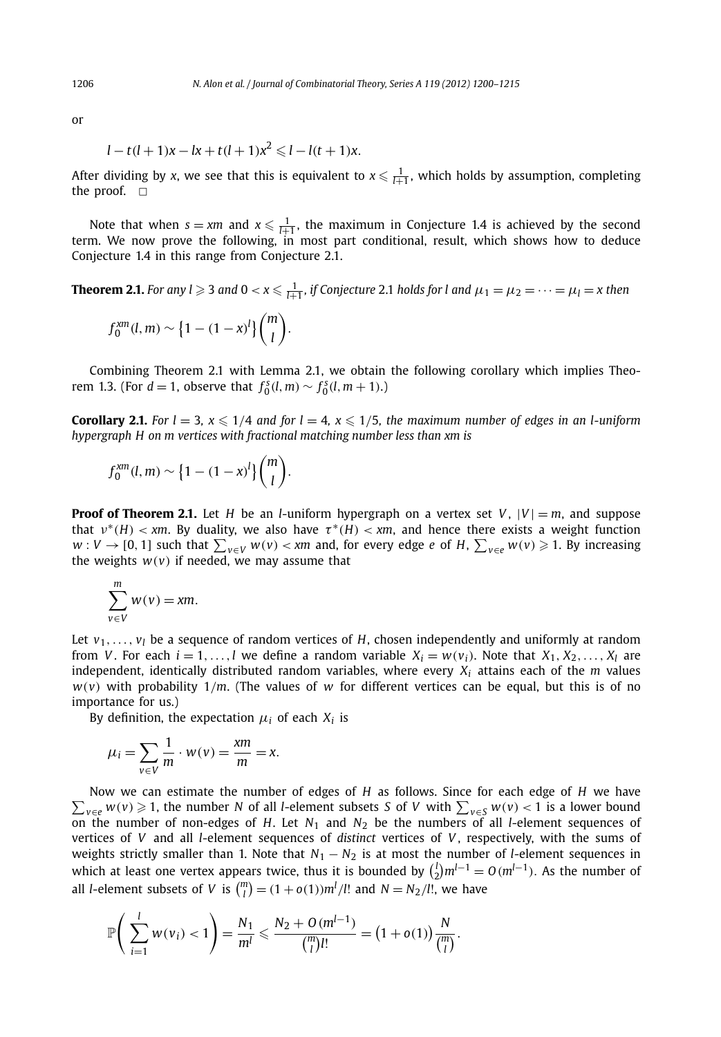or

$$l - t(l+1)x - lx + t(l+1)x^2 \leqslant l - l(t+1)x.$$

After dividing by $x$, we see that this is equivalent to $x \leqslant \frac{1}{l+1}$, which holds by assumption, completing the proof. $\square$

Note that when $s = xm$ and $x \leqslant \frac{1}{l+1}$, the maximum in Conjecture 1.4 is achieved by the second term. We now prove the following, in most part conditional, result, which shows how to deduce Conjecture 1.4 in this range from Conjecture 2.1.

**Theorem 2.1.** *For any $l \geqslant 3$ and $0 < x \leqslant \frac{1}{l+1}$, if Conjecture 2.1 holds for $l$ and $\mu_1 = \mu_2 = \cdots = \mu_l = x$ then*

$$f_0^{xm}(l,m) \sim \left\{1 - (1-x)^l\right\}\binom{m}{l}.$$

Combining Theorem 2.1 with Lemma 2.1, we obtain the following corollary which implies Theorem 1.3. (For $d = 1$, observe that $f_0^s(l,m) \sim f_0^s(l,m+1)$.)

**Corollary 2.1.** *For $l = 3$, $x \leqslant 1/4$ and for $l = 4$, $x \leqslant 1/5$, the maximum number of edges in an $l$-uniform hypergraph $H$ on $m$ vertices with fractional matching number less than $xm$ is*

$$f_0^{xm}(l,m) \sim \left\{1 - (1-x)^l\right\}\binom{m}{l}.$$

**Proof of Theorem 2.1.** Let $H$ be an $l$-uniform hypergraph on a vertex set $V$, $|V| = m$, and suppose that $\nu^*(H) < xm$. By duality, we also have $\tau^*(H) < xm$, and hence there exists a weight function $w : V \to [0,1]$ such that $\sum_{v \in V} w(v) < xm$ and, for every edge $e$ of $H$, $\sum_{v \in e} w(v) \geqslant 1$. By increasing the weights $w(v)$ if needed, we may assume that

$$\sum_{v \in V}^{m} w(v) = xm.$$

Let $v_1, \ldots, v_l$ be a sequence of random vertices of $H$, chosen independently and uniformly at random from $V$. For each $i = 1, \ldots, l$ we define a random variable $X_i = w(v_i)$. Note that $X_1, X_2, \ldots, X_l$ are independent, identically distributed random variables, where every $X_i$ attains each of the $m$ values $w(v)$ with probability $1/m$. (The values of $w$ for different vertices can be equal, but this is of no importance for us.)

By definition, the expectation $\mu_i$ of each $X_i$ is

$$\mu_i = \sum_{v \in V} \frac{1}{m} \cdot w(v) = \frac{xm}{m} = x.$$

Now we can estimate the number of edges of $H$ as follows. Since for each edge of $H$ we have $\sum_{v \in e} w(v) \geqslant 1$, the number $N$ of all $l$-element subsets $S$ of $V$ with $\sum_{v \in S} w(v) < 1$ is a lower bound on the number of non-edges of $H$. Let $N_1$ and $N_2$ be the numbers of all $l$-element sequences of vertices of $V$ and all $l$-element sequences of *distinct* vertices of $V$, respectively, with the sums of weights strictly smaller than 1. Note that $N_1 - N_2$ is at most the number of $l$-element sequences in which at least one vertex appears twice, thus it is bounded by $\binom{l}{2}m^{l-1} = O(m^{l-1})$. As the number of all $l$-element subsets of $V$ is $\binom{m}{l} = (1+o(1))m^l/l!$ and $N = N_2/l!$, we have

$$\mathbb{P}\left(\sum_{i=1}^{l} w(v_i) < 1\right) = \frac{N_1}{m^l} \leqslant \frac{N_2 + O(m^{l-1})}{\binom{m}{l}l!} = \left(1 + o(1)\right)\frac{N}{\binom{m}{l}}.$$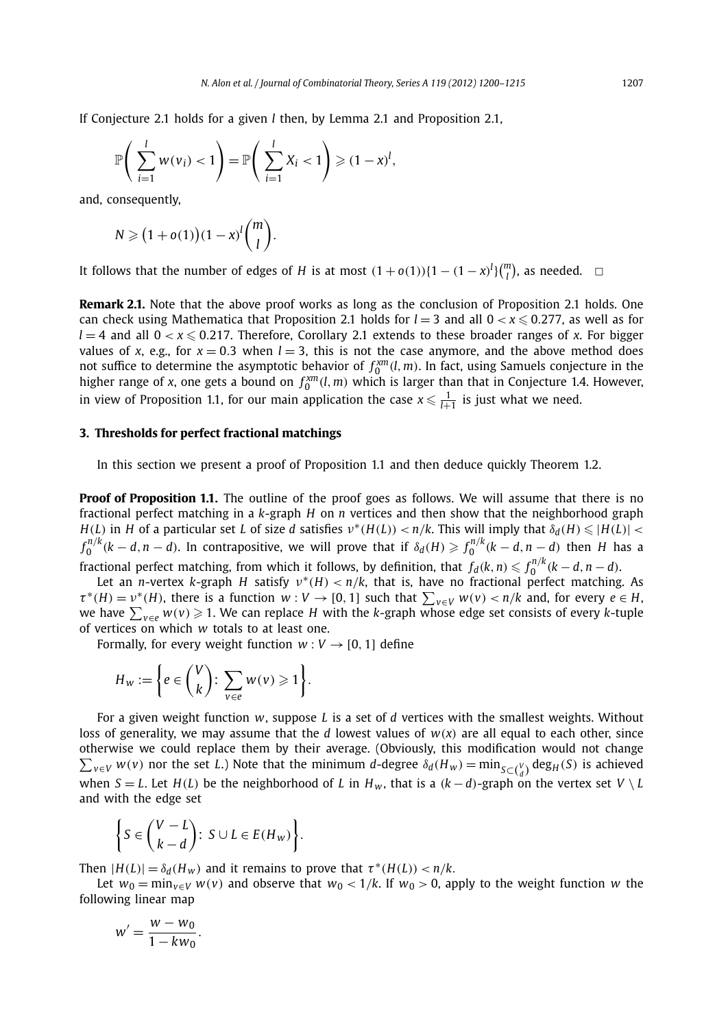If Conjecture 2.1 holds for a given $l$ then, by Lemma 2.1 and Proposition 2.1,

$$\mathbb{P}\left(\sum_{i=1}^{l} w(v_i) < 1\right) = \mathbb{P}\left(\sum_{i=1}^{l} X_i < 1\right) \geqslant (1-x)^l,$$

and, consequently,

$$N \geqslant \big(1+o(1)\big)(1-x)^l \binom{m}{l}.$$

It follows that the number of edges of $H$ is at most $(1+o(1))\{1-(1-x)^l\}\binom{m}{l}$, as needed. $\square$

**Remark 2.1.** Note that the above proof works as long as the conclusion of Proposition 2.1 holds. One can check using Mathematica that Proposition 2.1 holds for $l=3$ and all $0<x\leqslant 0.277$, as well as for $l=4$ and all $0<x\leqslant 0.217$. Therefore, Corollary 2.1 extends to these broader ranges of $x$. For bigger values of $x$, e.g., for $x=0.3$ when $l=3$, this is not the case anymore, and the above method does not suffice to determine the asymptotic behavior of $f_0^{xm}(l,m)$. In fact, using Samuels conjecture in the higher range of $x$, one gets a bound on $f_0^{xm}(l,m)$ which is larger than that in Conjecture 1.4. However, in view of Proposition 1.1, for our main application the case $x \leqslant \frac{1}{l+1}$ is just what we need.

## 3. Thresholds for perfect fractional matchings

In this section we present a proof of Proposition 1.1 and then deduce quickly Theorem 1.2.

**Proof of Proposition 1.1.** The outline of the proof goes as follows. We will assume that there is no fractional perfect matching in a $k$-graph $H$ on $n$ vertices and then show that the neighborhood graph $H(L)$ in $H$ of a particular set $L$ of size $d$ satisfies $\nu^*(H(L)) < n/k$. This will imply that $\delta_d(H) \leqslant |H(L)| < f_0^{n/k}(k-d, n-d)$. In contrapositive, we will prove that if $\delta_d(H) \geqslant f_0^{n/k}(k-d, n-d)$ then $H$ has a fractional perfect matching, from which it follows, by definition, that $f_d(k,n) \leqslant f_0^{n/k}(k-d, n-d)$.

Let an $n$-vertex $k$-graph $H$ satisfy $\nu^*(H) < n/k$, that is, have no fractional perfect matching. As $\tau^*(H) = \nu^*(H)$, there is a function $w: V \to [0,1]$ such that $\sum_{v\in V} w(v) < n/k$ and, for every $e \in H$, we have $\sum_{v \in e} w(v) \geqslant 1$. We can replace $H$ with the $k$-graph whose edge set consists of every $k$-tuple of vertices on which $w$ totals to at least one.

Formally, for every weight function $w: V \to [0,1]$ define

$$H_w := \left\{ e \in \binom{V}{k} \colon \sum_{v\in e} w(v) \geqslant 1 \right\}.$$

For a given weight function $w$, suppose $L$ is a set of $d$ vertices with the smallest weights. Without loss of generality, we may assume that the $d$ lowest values of $w(x)$ are all equal to each other, since otherwise we could replace them by their average. (Obviously, this modification would not change $\sum_{v\in V} w(v)$ nor the set $L$.) Note that the minimum $d$-degree $\delta_d(H_w) = \min_{S \subset \binom{V}{d}} \deg_H(S)$ is achieved when $S = L$. Let $H(L)$ be the neighborhood of $L$ in $H_w$, that is a $(k-d)$-graph on the vertex set $V \setminus L$ and with the edge set

$$\left\{ S \in \binom{V-L}{k-d} \colon S \cup L \in E(H_w) \right\}.$$

Then $|H(L)| = \delta_d(H_w)$ and it remains to prove that $\tau^*(H(L)) < n/k$.

Let $w_0 = \min_{v\in V} w(v)$ and observe that $w_0 < 1/k$. If $w_0 > 0$, apply to the weight function $w$ the following linear map

$$w' = \frac{w - w_0}{1 - k w_0}.$$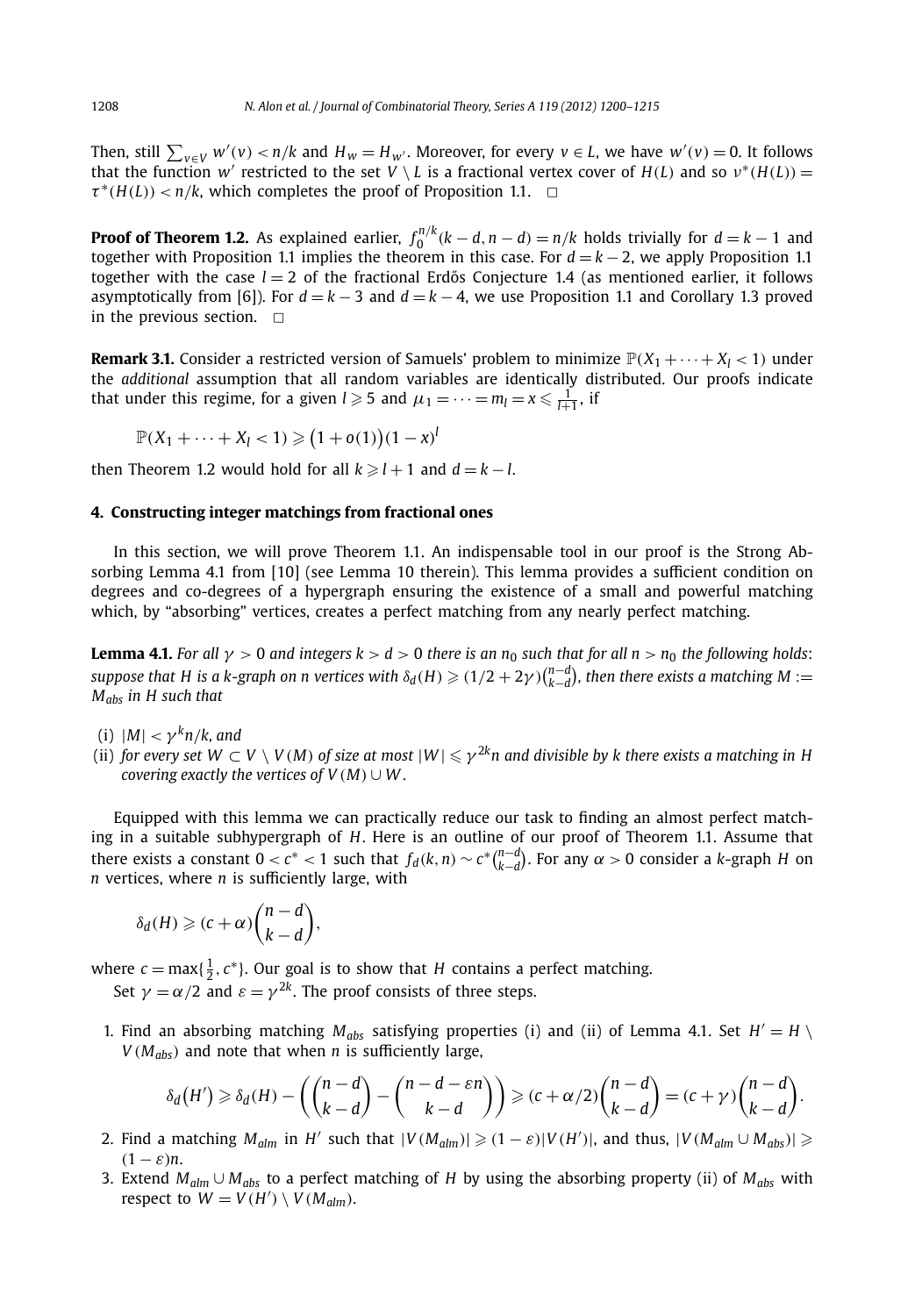Then, still $\sum_{v \in V} w'(v) < n/k$ and $H_w = H_{w'}$. Moreover, for every $v \in L$, we have $w'(v) = 0$. It follows that the function $w'$ restricted to the set $V \setminus L$ is a fractional vertex cover of $H(L)$ and so $\nu^*(H(L)) = \tau^*(H(L)) < n/k$, which completes the proof of Proposition 1.1. $\square$

**Proof of Theorem 1.2.** As explained earlier, $f_0^{n/k}(k-d, n-d) = n/k$ holds trivially for $d = k-1$ and together with Proposition 1.1 implies the theorem in this case. For $d = k-2$, we apply Proposition 1.1 together with the case $l = 2$ of the fractional Erdős Conjecture 1.4 (as mentioned earlier, it follows asymptotically from [6]). For $d = k-3$ and $d = k-4$, we use Proposition 1.1 and Corollary 1.3 proved in the previous section. $\square$

**Remark 3.1.** Consider a restricted version of Samuels' problem to minimize $\mathbb{P}(X_1 + \cdots + X_l < 1)$ under the *additional* assumption that all random variables are identically distributed. Our proofs indicate that under this regime, for a given $l \geqslant 5$ and $\mu_1 = \cdots = m_l = x \leqslant \frac{1}{l+1}$, if

$$\mathbb{P}(X_1 + \cdots + X_l < 1) \geqslant \big(1 + o(1)\big)(1-x)^l$$

then Theorem 1.2 would hold for all $k \geqslant l+1$ and $d = k - l$.

## 4. Constructing integer matchings from fractional ones

In this section, we will prove Theorem 1.1. An indispensable tool in our proof is the Strong Absorbing Lemma 4.1 from [10] (see Lemma 10 therein). This lemma provides a sufficient condition on degrees and co-degrees of a hypergraph ensuring the existence of a small and powerful matching which, by "absorbing" vertices, creates a perfect matching from any nearly perfect matching.

**Lemma 4.1.** *For all $\gamma > 0$ and integers $k > d > 0$ there is an $n_0$ such that for all $n > n_0$ the following holds: suppose that $H$ is a $k$-graph on $n$ vertices with $\delta_d(H) \geqslant (1/2 + 2\gamma)\binom{n-d}{k-d}$, then there exists a matching $M := M_{abs}$ in $H$ such that*

(i) *$|M| < \gamma^k n/k$, and*
(ii) *for every set $W \subset V \setminus V(M)$ of size at most $|W| \leqslant \gamma^{2k} n$ and divisible by $k$ there exists a matching in $H$ covering exactly the vertices of $V(M) \cup W$.*

Equipped with this lemma we can practically reduce our task to finding an almost perfect matching in a suitable subhypergraph of $H$. Here is an outline of our proof of Theorem 1.1. Assume that there exists a constant $0 < c^* < 1$ such that $f_d(k,n) \sim c^* \binom{n-d}{k-d}$. For any $\alpha > 0$ consider a $k$-graph $H$ on $n$ vertices, where $n$ is sufficiently large, with

$$\delta_d(H) \geqslant (c + \alpha)\binom{n-d}{k-d},$$

where $c = \max\{\frac{1}{2}, c^*\}$. Our goal is to show that $H$ contains a perfect matching.

Set $\gamma = \alpha/2$ and $\varepsilon = \gamma^{2k}$. The proof consists of three steps.

1. Find an absorbing matching $M_{abs}$ satisfying properties (i) and (ii) of Lemma 4.1. Set $H' = H \setminus V(M_{abs})$ and note that when $n$ is sufficiently large,

$$\delta_d(H') \geqslant \delta_d(H) - \left(\binom{n-d}{k-d} - \binom{n-d-\varepsilon n}{k-d}\right) \geqslant (c + \alpha/2)\binom{n-d}{k-d} = (c + \gamma)\binom{n-d}{k-d}.$$

2. Find a matching $M_{alm}$ in $H'$ such that $|V(M_{alm})| \geqslant (1-\varepsilon)|V(H')|$, and thus, $|V(M_{alm} \cup M_{abs})| \geqslant (1-\varepsilon)n$.
3. Extend $M_{alm} \cup M_{abs}$ to a perfect matching of $H$ by using the absorbing property (ii) of $M_{abs}$ with respect to $W = V(H') \setminus V(M_{alm})$.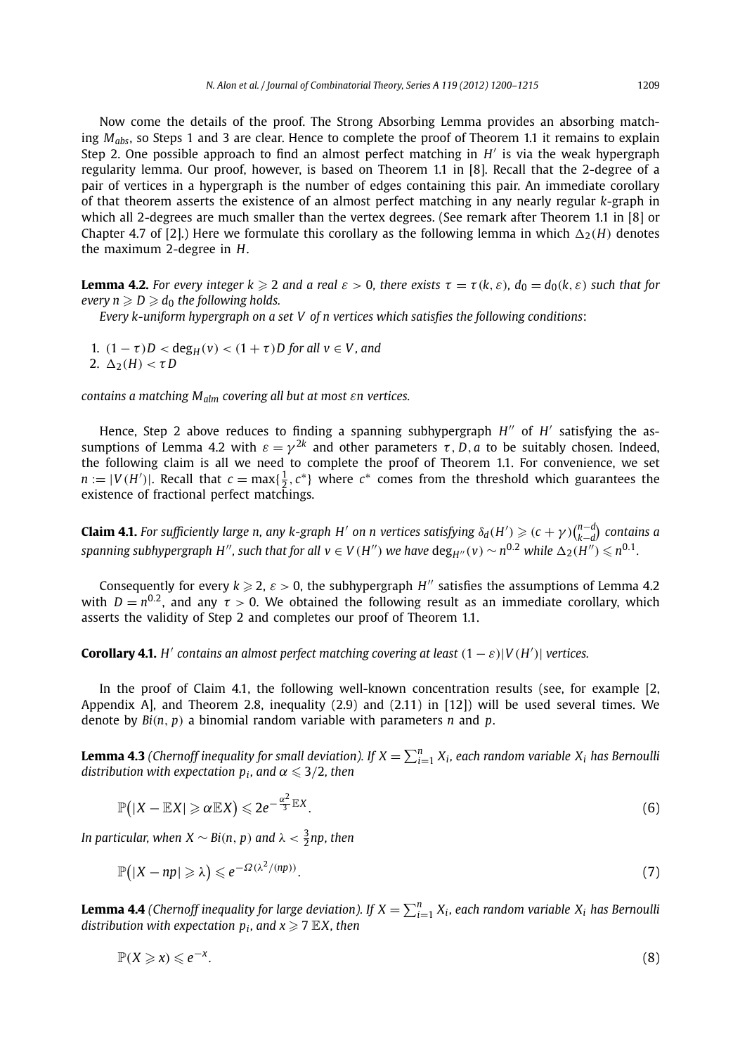Now come the details of the proof. The Strong Absorbing Lemma provides an absorbing matching $M_{abs}$, so Steps 1 and 3 are clear. Hence to complete the proof of Theorem 1.1 it remains to explain Step 2. One possible approach to find an almost perfect matching in $H'$ is via the weak hypergraph regularity lemma. Our proof, however, is based on Theorem 1.1 in [8]. Recall that the 2-degree of a pair of vertices in a hypergraph is the number of edges containing this pair. An immediate corollary of that theorem asserts the existence of an almost perfect matching in any nearly regular $k$-graph in which all 2-degrees are much smaller than the vertex degrees. (See remark after Theorem 1.1 in [8] or Chapter 4.7 of [2].) Here we formulate this corollary as the following lemma in which $\Delta_2(H)$ denotes the maximum 2-degree in $H$.

**Lemma 4.2.** *For every integer $k \geqslant 2$ and a real $\varepsilon > 0$, there exists $\tau = \tau(k, \varepsilon)$, $d_0 = d_0(k, \varepsilon)$ such that for every $n \geqslant D \geqslant d_0$ the following holds.*

*Every $k$-uniform hypergraph on a set $V$ of $n$ vertices which satisfies the following conditions*:

1. $(1-\tau)D < \deg_H(v) < (1+\tau)D$ *for all $v \in V$, and*
2. $\Delta_2(H) < \tau D$

*contains a matching $M_{alm}$ covering all but at most $\varepsilon n$ vertices.*

Hence, Step 2 above reduces to finding a spanning subhypergraph $H''$ of $H'$ satisfying the assumptions of Lemma 4.2 with $\varepsilon = \gamma^{2k}$ and other parameters $\tau, D, a$ to be suitably chosen. Indeed, the following claim is all we need to complete the proof of Theorem 1.1. For convenience, we set $n := |V(H')|$. Recall that $c = \max\{\frac{1}{2}, c^*\}$ where $c^*$ comes from the threshold which guarantees the existence of fractional perfect matchings.

**Claim 4.1.** *For sufficiently large $n$, any $k$-graph $H'$ on $n$ vertices satisfying $\delta_d(H') \geqslant (c+\gamma)\binom{n-d}{k-d}$ contains a spanning subhypergraph $H''$, such that for all $v \in V(H'')$ we have $\deg_{H''}(v) \sim n^{0.2}$ while $\Delta_2(H'') \leqslant n^{0.1}$.*

Consequently for every $k \geqslant 2$, $\varepsilon > 0$, the subhypergraph $H''$ satisfies the assumptions of Lemma 4.2 with $D = n^{0.2}$, and any $\tau > 0$. We obtained the following result as an immediate corollary, which asserts the validity of Step 2 and completes our proof of Theorem 1.1.

**Corollary 4.1.** *$H'$ contains an almost perfect matching covering at least $(1-\varepsilon)|V(H')|$ vertices.*

In the proof of Claim 4.1, the following well-known concentration results (see, for example [2, Appendix A], and Theorem 2.8, inequality (2.9) and (2.11) in [12]) will be used several times. We denote by $Bi(n, p)$ a binomial random variable with parameters $n$ and $p$.

**Lemma 4.3** *(Chernoff inequality for small deviation). If $X = \sum_{i=1}^{n} X_i$, each random variable $X_i$ has Bernoulli distribution with expectation $p_i$, and $\alpha \leqslant 3/2$, then*

$$\mathbb{P}\big(|X - \mathbb{E}X| \geqslant \alpha \mathbb{E}X\big) \leqslant 2e^{-\frac{\alpha^2}{3}\mathbb{E}X}. \tag{6}$$

*In particular, when $X \sim Bi(n, p)$ and $\lambda < \frac{3}{2}np$, then*

$$\mathbb{P}\big(|X - np| \geqslant \lambda\big) \leqslant e^{-\Omega(\lambda^2/(np))}. \tag{7}$$

**Lemma 4.4** *(Chernoff inequality for large deviation). If $X = \sum_{i=1}^{n} X_i$, each random variable $X_i$ has Bernoulli distribution with expectation $p_i$, and $x \geqslant 7\,\mathbb{E}X$, then*

$$\mathbb{P}(X \geqslant x) \leqslant e^{-x}. \tag{8}$$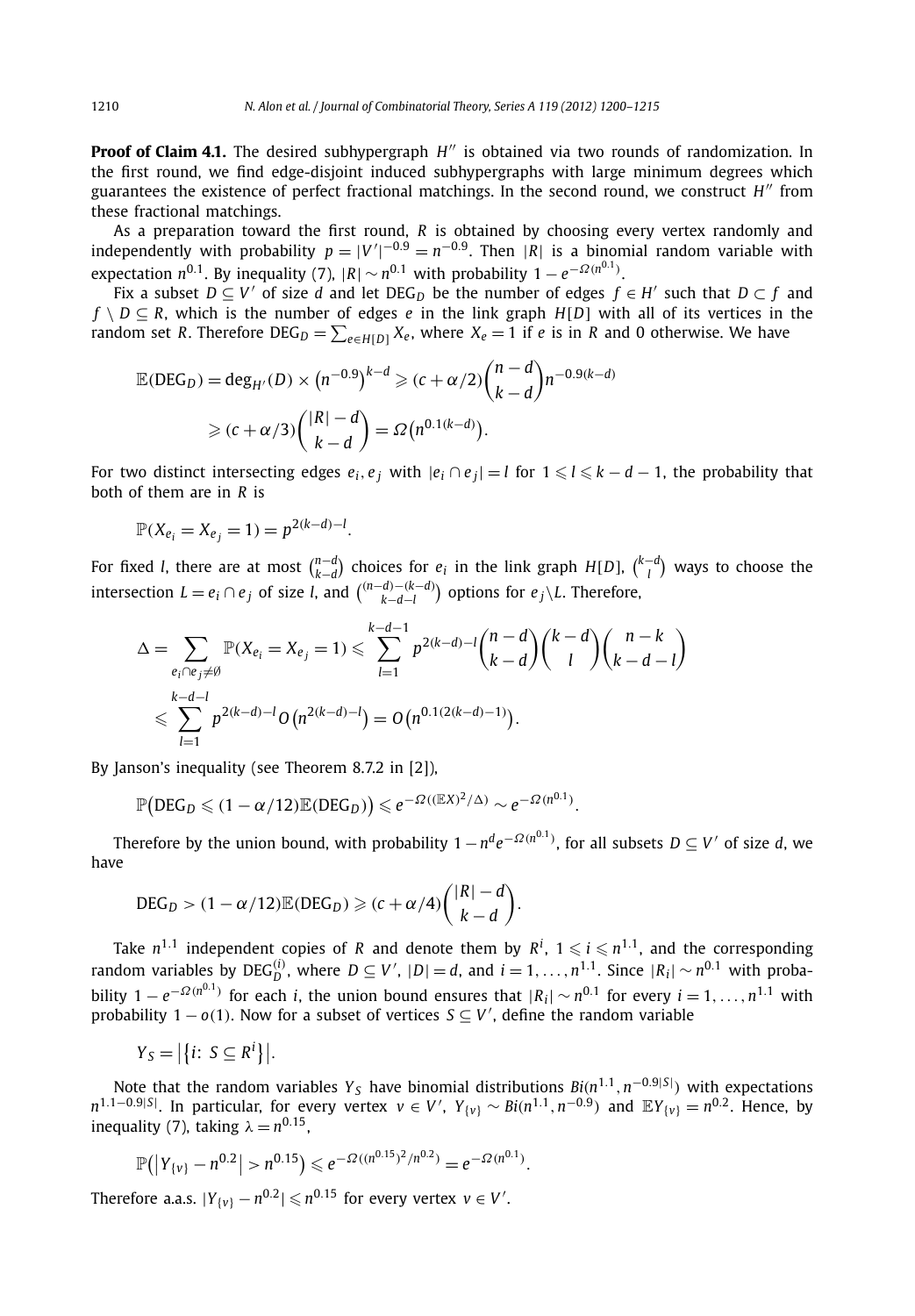**Proof of Claim 4.1.** The desired subhypergraph $H''$ is obtained via two rounds of randomization. In the first round, we find edge-disjoint induced subhypergraphs with large minimum degrees which guarantees the existence of perfect fractional matchings. In the second round, we construct $H''$ from these fractional matchings.

As a preparation toward the first round, $R$ is obtained by choosing every vertex randomly and independently with probability $p = |V'|^{-0.9} = n^{-0.9}$. Then $|R|$ is a binomial random variable with expectation $n^{0.1}$. By inequality (7), $|R| \sim n^{0.1}$ with probability $1 - e^{-\Omega(n^{0.1})}$.

Fix a subset $D \subseteq V'$ of size $d$ and let $\mathrm{DEG}_D$ be the number of edges $f \in H'$ such that $D \subset f$ and $f \setminus D \subseteq R$, which is the number of edges $e$ in the link graph $H[D]$ with all of its vertices in the random set $R$. Therefore $\mathrm{DEG}_D = \sum_{e \in H[D]} X_e$, where $X_e = 1$ if $e$ is in $R$ and 0 otherwise. We have

$$\mathbb{E}(\mathrm{DEG}_D) = \deg_{H'}(D) \times \left(n^{-0.9}\right)^{k-d} \geqslant (c + \alpha/2)\binom{n-d}{k-d} n^{-0.9(k-d)}$$
$$\geqslant (c + \alpha/3)\binom{|R|-d}{k-d} = \Omega\left(n^{0.1(k-d)}\right).$$

For two distinct intersecting edges $e_i, e_j$ with $|e_i \cap e_j| = l$ for $1 \leqslant l \leqslant k-d-1$, the probability that both of them are in $R$ is

$$\mathbb{P}(X_{e_i} = X_{e_j} = 1) = p^{2(k-d)-l}.$$

For fixed $l$, there are at most $\binom{n-d}{k-d}$ choices for $e_i$ in the link graph $H[D]$, $\binom{k-d}{l}$ ways to choose the intersection $L = e_i \cap e_j$ of size $l$, and $\binom{(n-d)-(k-d)}{k-d-l}$ options for $e_j \setminus L$. Therefore,

$$\Delta = \sum_{e_i \cap e_j \neq \emptyset} \mathbb{P}(X_{e_i} = X_{e_j} = 1) \leqslant \sum_{l=1}^{k-d-1} p^{2(k-d)-l}\binom{n-d}{k-d}\binom{k-d}{l}\binom{n-k}{k-d-l}$$
$$\leqslant \sum_{l=1}^{k-d-l} p^{2(k-d)-l} O\left(n^{2(k-d)-l}\right) = O\left(n^{0.1(2(k-d)-1)}\right).$$

By Janson's inequality (see Theorem 8.7.2 in [2]),

$$\mathbb{P}\left(\mathrm{DEG}_D \leqslant (1 - \alpha/12)\mathbb{E}(\mathrm{DEG}_D)\right) \leqslant e^{-\Omega((\mathbb{E}X)^2/\Delta)} \sim e^{-\Omega(n^{0.1})}.$$

Therefore by the union bound, with probability $1 - n^d e^{-\Omega(n^{0.1})}$, for all subsets $D \subseteq V'$ of size $d$, we have

$$\mathrm{DEG}_D > (1 - \alpha/12)\mathbb{E}(\mathrm{DEG}_D) \geqslant (c + \alpha/4)\binom{|R|-d}{k-d}.$$

Take $n^{1.1}$ independent copies of $R$ and denote them by $R^i$, $1 \leqslant i \leqslant n^{1.1}$, and the corresponding random variables by $\mathrm{DEG}_D^{(i)}$, where $D \subseteq V'$, $|D| = d$, and $i = 1, \ldots, n^{1.1}$. Since $|R_i| \sim n^{0.1}$ with probability $1 - e^{-\Omega(n^{0.1})}$ for each $i$, the union bound ensures that $|R_i| \sim n^{0.1}$ for every $i = 1, \ldots, n^{1.1}$ with probability $1 - o(1)$. Now for a subset of vertices $S \subseteq V'$, define the random variable

$$Y_S = \left|\left\{i\colon S \subseteq R^i\right\}\right|.$$

Note that the random variables $Y_S$ have binomial distributions $Bi(n^{1.1}, n^{-0.9|S|})$ with expectations $n^{1.1-0.9|S|}$. In particular, for every vertex $v \in V'$, $Y_{\{v\}} \sim Bi(n^{1.1}, n^{-0.9})$ and $\mathbb{E}Y_{\{v\}} = n^{0.2}$. Hence, by inequality (7), taking $\lambda = n^{0.15}$,

$$\mathbb{P}\left(\left|Y_{\{v\}} - n^{0.2}\right| > n^{0.15}\right) \leqslant e^{-\Omega((n^{0.15})^2/n^{0.2})} = e^{-\Omega(n^{0.1})}.$$

Therefore a.a.s. $|Y_{\{v\}} - n^{0.2}| \leqslant n^{0.15}$ for every vertex $v \in V'$.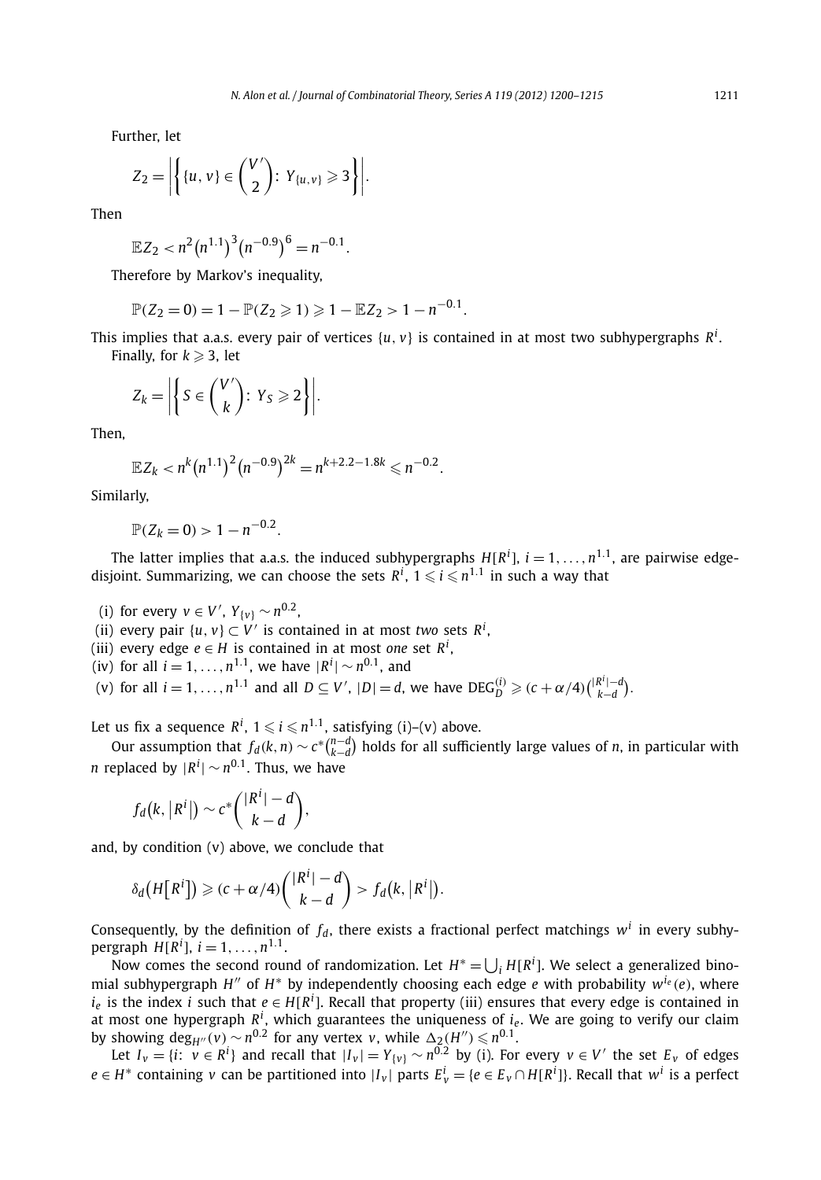Further, let

$$Z_2 = \left| \left\{ \{u, v\} \in \binom{V'}{2} \colon \ Y_{\{u,v\}} \geqslant 3 \right\} \right|.$$

Then

$$\mathbb{E} Z_2 < n^2 \left(n^{1.1}\right)^3 \left(n^{-0.9}\right)^6 = n^{-0.1}.$$

Therefore by Markov's inequality,

$$\mathbb{P}(Z_2 = 0) = 1 - \mathbb{P}(Z_2 \geqslant 1) \geqslant 1 - \mathbb{E} Z_2 > 1 - n^{-0.1}.$$

This implies that a.a.s. every pair of vertices $\{u, v\}$ is contained in at most two subhypergraphs $R^i$.

Finally, for $k \geqslant 3$, let

$$Z_k = \left| \left\{ S \in \binom{V'}{k} \colon \ Y_S \geqslant 2 \right\} \right|.$$

Then,

$$\mathbb{E} Z_k < n^k \left(n^{1.1}\right)^2 \left(n^{-0.9}\right)^{2k} = n^{k+2.2-1.8k} \leqslant n^{-0.2}.$$

Similarly,

$$\mathbb{P}(Z_k = 0) > 1 - n^{-0.2}.$$

The latter implies that a.a.s. the induced subhypergraphs $H[R^i]$, $i = 1, \ldots, n^{1.1}$, are pairwise edge-disjoint. Summarizing, we can choose the sets $R^i$, $1 \leqslant i \leqslant n^{1.1}$ in such a way that

(i) for every $v \in V'$, $Y_{\{v\}} \sim n^{0.2}$,
(ii) every pair $\{u, v\} \subset V'$ is contained in at most *two* sets $R^i$,
(iii) every edge $e \in H$ is contained in at most *one* set $R^i$,
(iv) for all $i = 1, \ldots, n^{1.1}$, we have $|R^i| \sim n^{0.1}$, and
(v) for all $i = 1, \ldots, n^{1.1}$ and all $D \subseteq V'$, $|D| = d$, we have $\mathrm{DEG}_D^{(i)} \geqslant (c + \alpha/4)\binom{|R^i|-d}{k-d}$.

Let us fix a sequence $R^i$, $1 \leqslant i \leqslant n^{1.1}$, satisfying (i)–(v) above.

Our assumption that $f_d(k, n) \sim c^* \binom{n-d}{k-d}$ holds for all sufficiently large values of $n$, in particular with $n$ replaced by $|R^i| \sim n^{0.1}$. Thus, we have

$$f_d\left(k, \left|R^i\right|\right) \sim c^* \binom{|R^i| - d}{k - d},$$

and, by condition (v) above, we conclude that

$$\delta_d\left(H\left[R^i\right]\right) \geqslant (c + \alpha/4) \binom{|R^i| - d}{k - d} > f_d\left(k, \left|R^i\right|\right).$$

Consequently, by the definition of $f_d$, there exists a fractional perfect matchings $w^i$ in every subhypergraph $H[R^i]$, $i = 1, \ldots, n^{1.1}$.

Now comes the second round of randomization. Let $H^* = \bigcup_i H[R^i]$. We select a generalized binomial subhypergraph $H''$ of $H^*$ by independently choosing each edge $e$ with probability $w^{i_e}(e)$, where $i_e$ is the index $i$ such that $e \in H[R^i]$. Recall that property (iii) ensures that every edge is contained in at most one hypergraph $R^i$, which guarantees the uniqueness of $i_e$. We are going to verify our claim by showing $\deg_{H''}(v) \sim n^{0.2}$ for any vertex $v$, while $\Delta_2(H'') \leqslant n^{0.1}$.

Let $I_v = \{i \colon \ v \in R^i\}$ and recall that $|I_v| = Y_{\{v\}} \sim n^{0.2}$ by (i). For every $v \in V'$ the set $E_v$ of edges $e \in H^*$ containing $v$ can be partitioned into $|I_v|$ parts $E_v^i = \{e \in E_v \cap H[R^i]\}$. Recall that $w^i$ is a perfect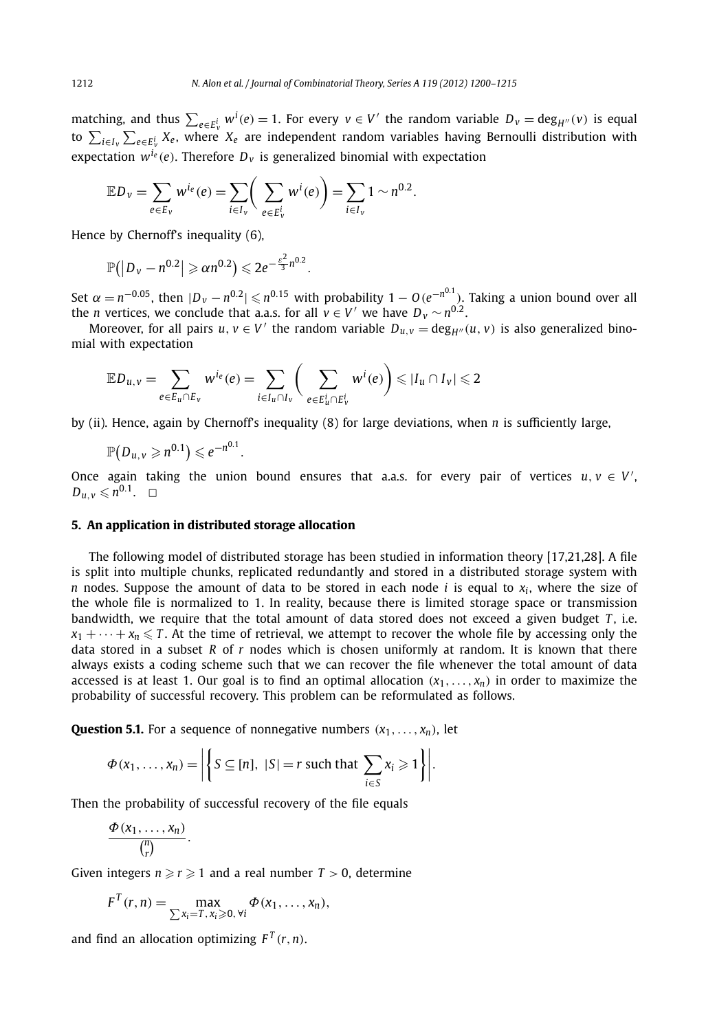matching, and thus $\sum_{e \in E_v^i} w^i(e) = 1$. For every $v \in V'$ the random variable $D_v = \deg_{H''}(v)$ is equal to $\sum_{i \in I_v} \sum_{e \in E_v^i} X_e$, where $X_e$ are independent random variables having Bernoulli distribution with expectation $w^{i_e}(e)$. Therefore $D_v$ is generalized binomial with expectation

$$\mathbb{E} D_v = \sum_{e \in E_v} w^{i_e}(e) = \sum_{i \in I_v} \left( \sum_{e \in E_v^i} w^i(e) \right) = \sum_{i \in I_v} 1 \sim n^{0.2}.$$

Hence by Chernoff's inequality (6),

$$\mathbb{P}\left( \left| D_v - n^{0.2} \right| \geqslant \alpha n^{0.2} \right) \leqslant 2e^{-\frac{\varepsilon^2}{3} n^{0.2}}.$$

Set $\alpha = n^{-0.05}$, then $|D_v - n^{0.2}| \leqslant n^{0.15}$ with probability $1 - O(e^{-n^{0.1}})$. Taking a union bound over all the $n$ vertices, we conclude that a.a.s. for all $v \in V'$ we have $D_v \sim n^{0.2}$.

Moreover, for all pairs $u, v \in V'$ the random variable $D_{u,v} = \deg_{H''}(u, v)$ is also generalized binomial with expectation

$$\mathbb{E} D_{u,v} = \sum_{e \in E_u \cap E_v} w^{i_e}(e) = \sum_{i \in I_u \cap I_v} \left( \sum_{e \in E_u^i \cap E_v^i} w^i(e) \right) \leqslant |I_u \cap I_v| \leqslant 2$$

by (ii). Hence, again by Chernoff's inequality (8) for large deviations, when $n$ is sufficiently large,

$$\mathbb{P}\left( D_{u,v} \geqslant n^{0.1} \right) \leqslant e^{-n^{0.1}}.$$

Once again taking the union bound ensures that a.a.s. for every pair of vertices $u, v \in V'$, $D_{u,v} \leqslant n^{0.1}$. $\square$

## 5. An application in distributed storage allocation

The following model of distributed storage has been studied in information theory [17,21,28]. A file is split into multiple chunks, replicated redundantly and stored in a distributed storage system with $n$ nodes. Suppose the amount of data to be stored in each node $i$ is equal to $x_i$, where the size of the whole file is normalized to 1. In reality, because there is limited storage space or transmission bandwidth, we require that the total amount of data stored does not exceed a given budget $T$, i.e. $x_1 + \cdots + x_n \leqslant T$. At the time of retrieval, we attempt to recover the whole file by accessing only the data stored in a subset $R$ of $r$ nodes which is chosen uniformly at random. It is known that there always exists a coding scheme such that we can recover the file whenever the total amount of data accessed is at least 1. Our goal is to find an optimal allocation $(x_1, \ldots, x_n)$ in order to maximize the probability of successful recovery. This problem can be reformulated as follows.

**Question 5.1.** For a sequence of nonnegative numbers $(x_1, \ldots, x_n)$, let

$$\Phi(x_1, \ldots, x_n) = \left| \left\{ S \subseteq [n],\ |S| = r \text{ such that } \sum_{i \in S} x_i \geqslant 1 \right\} \right|.$$

Then the probability of successful recovery of the file equals

$$\frac{\Phi(x_1, \ldots, x_n)}{\binom{n}{r}}.$$

Given integers $n \geqslant r \geqslant 1$ and a real number $T > 0$, determine

$$F^T(r, n) = \max_{\sum x_i = T,\, x_i \geqslant 0,\, \forall i} \Phi(x_1, \ldots, x_n),$$

and find an allocation optimizing $F^T(r, n)$.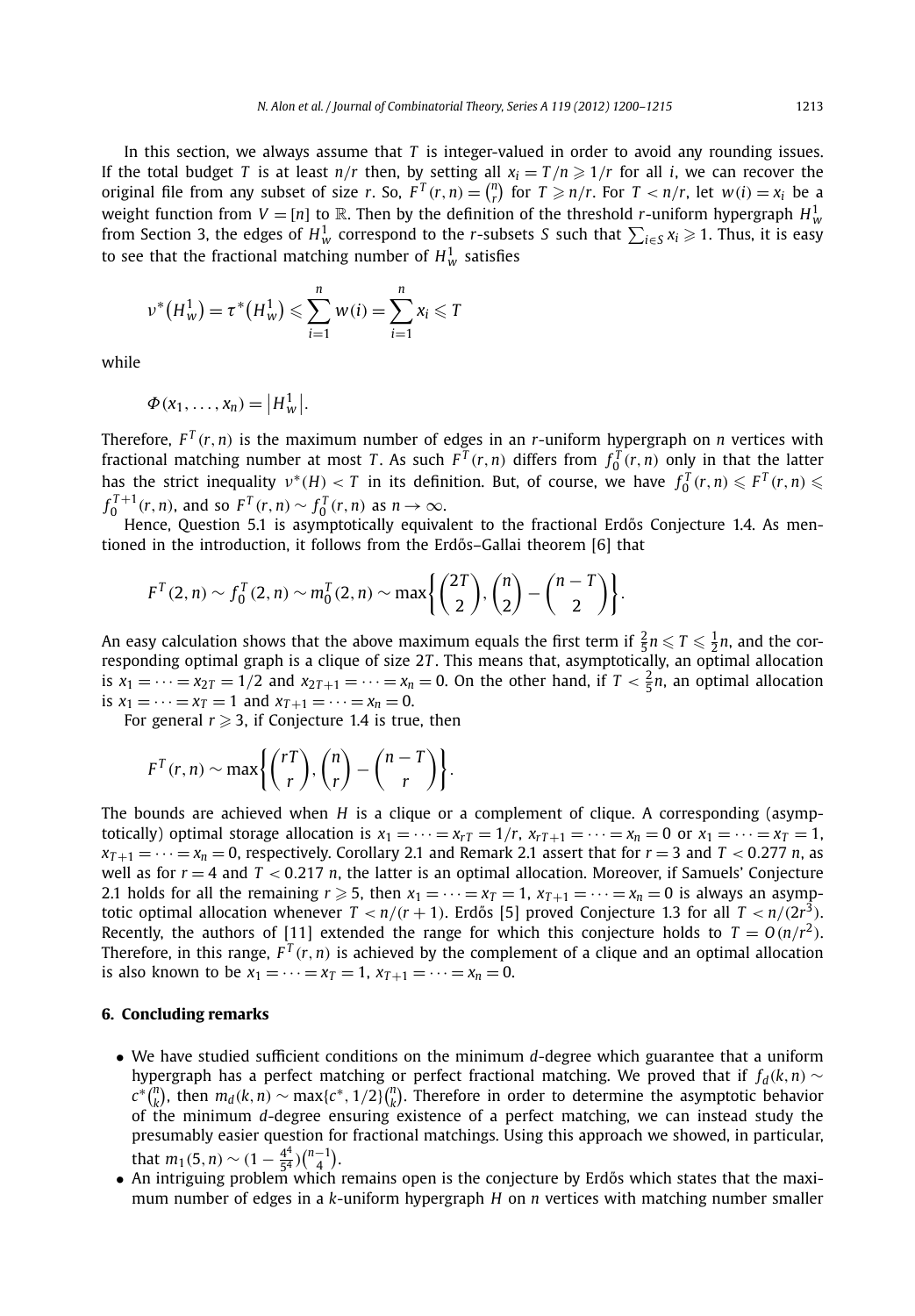In this section, we always assume that $T$ is integer-valued in order to avoid any rounding issues. If the total budget $T$ is at least $n/r$ then, by setting all $x_i = T/n \geqslant 1/r$ for all $i$, we can recover the original file from any subset of size $r$. So, $F^T(r,n) = \binom{n}{r}$ for $T \geqslant n/r$. For $T < n/r$, let $w(i) = x_i$ be a weight function from $V = [n]$ to $\mathbb{R}$. Then by the definition of the threshold $r$-uniform hypergraph $H_w^1$ from Section 3, the edges of $H_w^1$ correspond to the $r$-subsets $S$ such that $\sum_{i \in S} x_i \geqslant 1$. Thus, it is easy to see that the fractional matching number of $H_w^1$ satisfies

$$\nu^*\bigl(H_w^1\bigr) = \tau^*\bigl(H_w^1\bigr) \leqslant \sum_{i=1}^{n} w(i) = \sum_{i=1}^{n} x_i \leqslant T$$

while

$$\Phi(x_1, \ldots, x_n) = \bigl|H_w^1\bigr|.$$

Therefore, $F^T(r,n)$ is the maximum number of edges in an $r$-uniform hypergraph on $n$ vertices with fractional matching number at most $T$. As such $F^T(r,n)$ differs from $f_0^T(r,n)$ only in that the latter has the strict inequality $\nu^*(H) < T$ in its definition. But, of course, we have $f_0^T(r,n) \leqslant F^T(r,n) \leqslant f_0^{T+1}(r,n)$, and so $F^T(r,n) \sim f_0^T(r,n)$ as $n \to \infty$.

Hence, Question 5.1 is asymptotically equivalent to the fractional Erdős Conjecture 1.4. As mentioned in the introduction, it follows from the Erdős–Gallai theorem [6] that

$$F^T(2,n) \sim f_0^T(2,n) \sim m_0^T(2,n) \sim \max\left\{\binom{2T}{2}, \binom{n}{2} - \binom{n-T}{2}\right\}.$$

An easy calculation shows that the above maximum equals the first term if $\frac{2}{5}n \leqslant T \leqslant \frac{1}{2}n$, and the corresponding optimal graph is a clique of size $2T$. This means that, asymptotically, an optimal allocation is $x_1 = \cdots = x_{2T} = 1/2$ and $x_{2T+1} = \cdots = x_n = 0$. On the other hand, if $T < \frac{2}{5}n$, an optimal allocation is $x_1 = \cdots = x_T = 1$ and $x_{T+1} = \cdots = x_n = 0$.

For general $r \geqslant 3$, if Conjecture 1.4 is true, then

$$F^T(r,n) \sim \max\left\{\binom{rT}{r}, \binom{n}{r} - \binom{n-T}{r}\right\}.$$

The bounds are achieved when $H$ is a clique or a complement of clique. A corresponding (asymptotically) optimal storage allocation is $x_1 = \cdots = x_{rT} = 1/r$, $x_{rT+1} = \cdots = x_n = 0$ or $x_1 = \cdots = x_T = 1$, $x_{T+1} = \cdots = x_n = 0$, respectively. Corollary 2.1 and Remark 2.1 assert that for $r = 3$ and $T < 0.277\,n$, as well as for $r = 4$ and $T < 0.217\,n$, the latter is an optimal allocation. Moreover, if Samuels' Conjecture 2.1 holds for all the remaining $r \geqslant 5$, then $x_1 = \cdots = x_T = 1$, $x_{T+1} = \cdots = x_n = 0$ is always an asymptotic optimal allocation whenever $T < n/(r+1)$. Erdős [5] proved Conjecture 1.3 for all $T < n/(2r^3)$. Recently, the authors of [11] extended the range for which this conjecture holds to $T = O(n/r^2)$. Therefore, in this range, $F^T(r,n)$ is achieved by the complement of a clique and an optimal allocation is also known to be $x_1 = \cdots = x_T = 1$, $x_{T+1} = \cdots = x_n = 0$.

## 6. Concluding remarks

- We have studied sufficient conditions on the minimum $d$-degree which guarantee that a uniform hypergraph has a perfect matching or perfect fractional matching. We proved that if $f_d(k,n) \sim c^*\binom{n}{k}$, then $m_d(k,n) \sim \max\{c^*, 1/2\}\binom{n}{k}$. Therefore in order to determine the asymptotic behavior of the minimum $d$-degree ensuring existence of a perfect matching, we can instead study the presumably easier question for fractional matchings. Using this approach we showed, in particular, that $m_1(5,n) \sim (1 - \frac{4^4}{5^4})\binom{n-1}{4}$.
- An intriguing problem which remains open is the conjecture by Erdős which states that the maximum number of edges in a $k$-uniform hypergraph $H$ on $n$ vertices with matching number smaller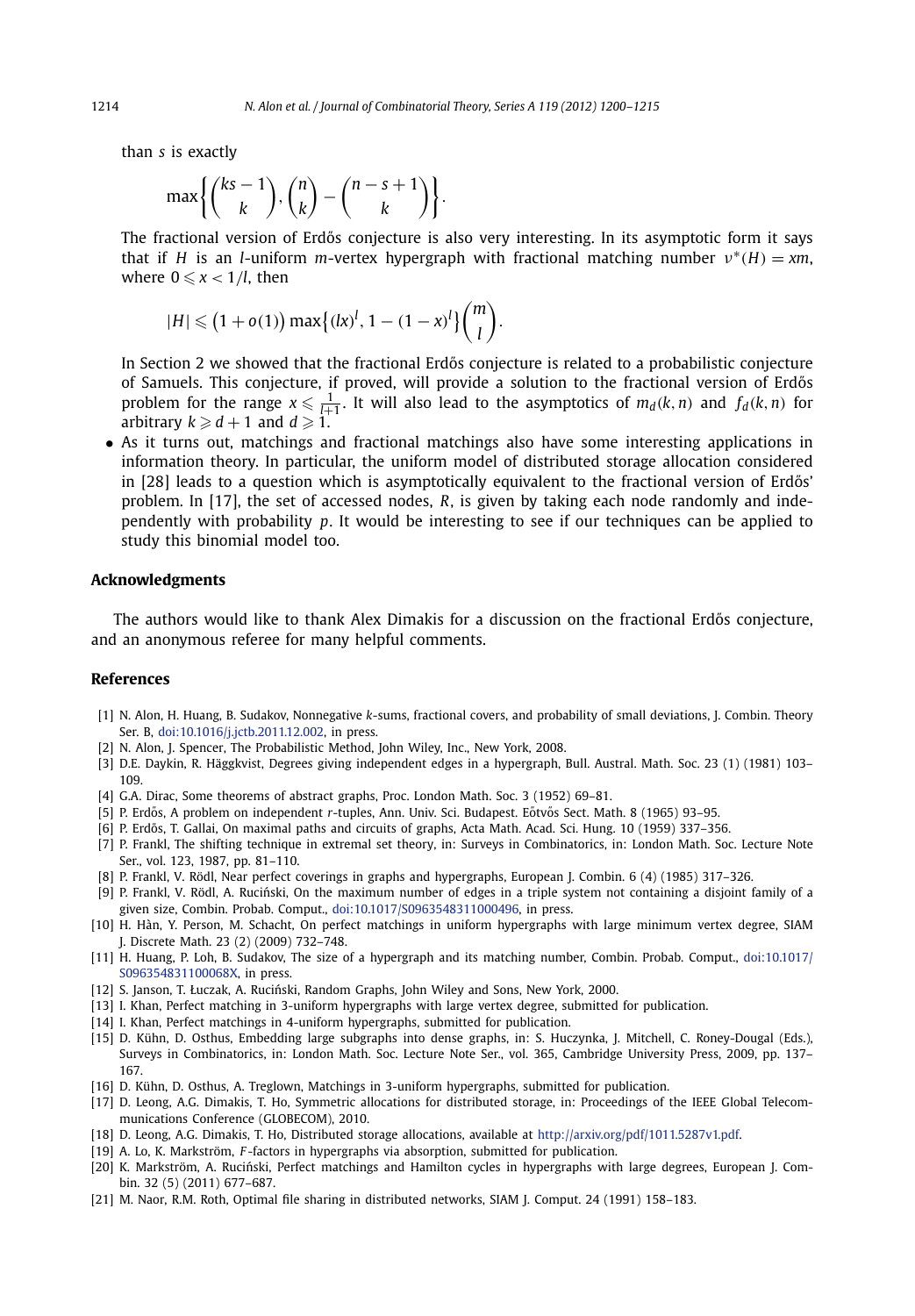than $s$ is exactly

$$\max\left\{\binom{ks-1}{k}, \binom{n}{k} - \binom{n-s+1}{k}\right\}.$$

The fractional version of Erdős conjecture is also very interesting. In its asymptotic form it says that if $H$ is an $l$-uniform $m$-vertex hypergraph with fractional matching number $\nu^*(H) = xm$, where $0 \leqslant x < 1/l$, then

$$|H| \leqslant \big(1 + o(1)\big) \max\big\{(lx)^l, 1 - (1-x)^l\big\}\binom{m}{l}.$$

In Section 2 we showed that the fractional Erdős conjecture is related to a probabilistic conjecture of Samuels. This conjecture, if proved, will provide a solution to the fractional version of Erdős problem for the range $x \leqslant \frac{1}{l+1}$. It will also lead to the asymptotics of $m_d(k,n)$ and $f_d(k,n)$ for arbitrary $k \geqslant d+1$ and $d \geqslant 1$.

- As it turns out, matchings and fractional matchings also have some interesting applications in information theory. In particular, the uniform model of distributed storage allocation considered in [28] leads to a question which is asymptotically equivalent to the fractional version of Erdős' problem. In [17], the set of accessed nodes, $R$, is given by taking each node randomly and independently with probability $p$. It would be interesting to see if our techniques can be applied to study this binomial model too.

## Acknowledgments

The authors would like to thank Alex Dimakis for a discussion on the fractional Erdős conjecture, and an anonymous referee for many helpful comments.

## References

[1] N. Alon, H. Huang, B. Sudakov, Nonnegative $k$-sums, fractional covers, and probability of small deviations, J. Combin. Theory Ser. B, doi:10.1016/j.jctb.2011.12.002, in press.

[2] N. Alon, J. Spencer, The Probabilistic Method, John Wiley, Inc., New York, 2008.

[3] D.E. Daykin, R. Häggkvist, Degrees giving independent edges in a hypergraph, Bull. Austral. Math. Soc. 23 (1) (1981) 103–109.

[4] G.A. Dirac, Some theorems of abstract graphs, Proc. London Math. Soc. 3 (1952) 69–81.

[5] P. Erdős, A problem on independent $r$-tuples, Ann. Univ. Sci. Budapest. Eőtvős Sect. Math. 8 (1965) 93–95.

[6] P. Erdős, T. Gallai, On maximal paths and circuits of graphs, Acta Math. Acad. Sci. Hung. 10 (1959) 337–356.

[7] P. Frankl, The shifting technique in extremal set theory, in: Surveys in Combinatorics, in: London Math. Soc. Lecture Note Ser., vol. 123, 1987, pp. 81–110.

[8] P. Frankl, V. Rödl, Near perfect coverings in graphs and hypergraphs, European J. Combin. 6 (4) (1985) 317–326.

[9] P. Frankl, V. Rödl, A. Ruciński, On the maximum number of edges in a triple system not containing a disjoint family of a given size, Combin. Probab. Comput., doi:10.1017/S0963548311000496, in press.

[10] H. Hàn, Y. Person, M. Schacht, On perfect matchings in uniform hypergraphs with large minimum vertex degree, SIAM J. Discrete Math. 23 (2) (2009) 732–748.

[11] H. Huang, P. Loh, B. Sudakov, The size of a hypergraph and its matching number, Combin. Probab. Comput., doi:10.1017/S096354831100068X, in press.

[12] S. Janson, T. Łuczak, A. Ruciński, Random Graphs, John Wiley and Sons, New York, 2000.

[13] I. Khan, Perfect matching in 3-uniform hypergraphs with large vertex degree, submitted for publication.

[14] I. Khan, Perfect matchings in 4-uniform hypergraphs, submitted for publication.

[15] D. Kühn, D. Osthus, Embedding large subgraphs into dense graphs, in: S. Huczynka, J. Mitchell, C. Roney-Dougal (Eds.), Surveys in Combinatorics, in: London Math. Soc. Lecture Note Ser., vol. 365, Cambridge University Press, 2009, pp. 137–167.

[16] D. Kühn, D. Osthus, A. Treglown, Matchings in 3-uniform hypergraphs, submitted for publication.

[17] D. Leong, A.G. Dimakis, T. Ho, Symmetric allocations for distributed storage, in: Proceedings of the IEEE Global Telecommunications Conference (GLOBECOM), 2010.

[18] D. Leong, A.G. Dimakis, T. Ho, Distributed storage allocations, available at http://arxiv.org/pdf/1011.5287v1.pdf.

[19] A. Lo, K. Markström, $F$-factors in hypergraphs via absorption, submitted for publication.

[20] K. Markström, A. Ruciński, Perfect matchings and Hamilton cycles in hypergraphs with large degrees, European J. Combin. 32 (5) (2011) 677–687.

[21] M. Naor, R.M. Roth, Optimal file sharing in distributed networks, SIAM J. Comput. 24 (1991) 158–183.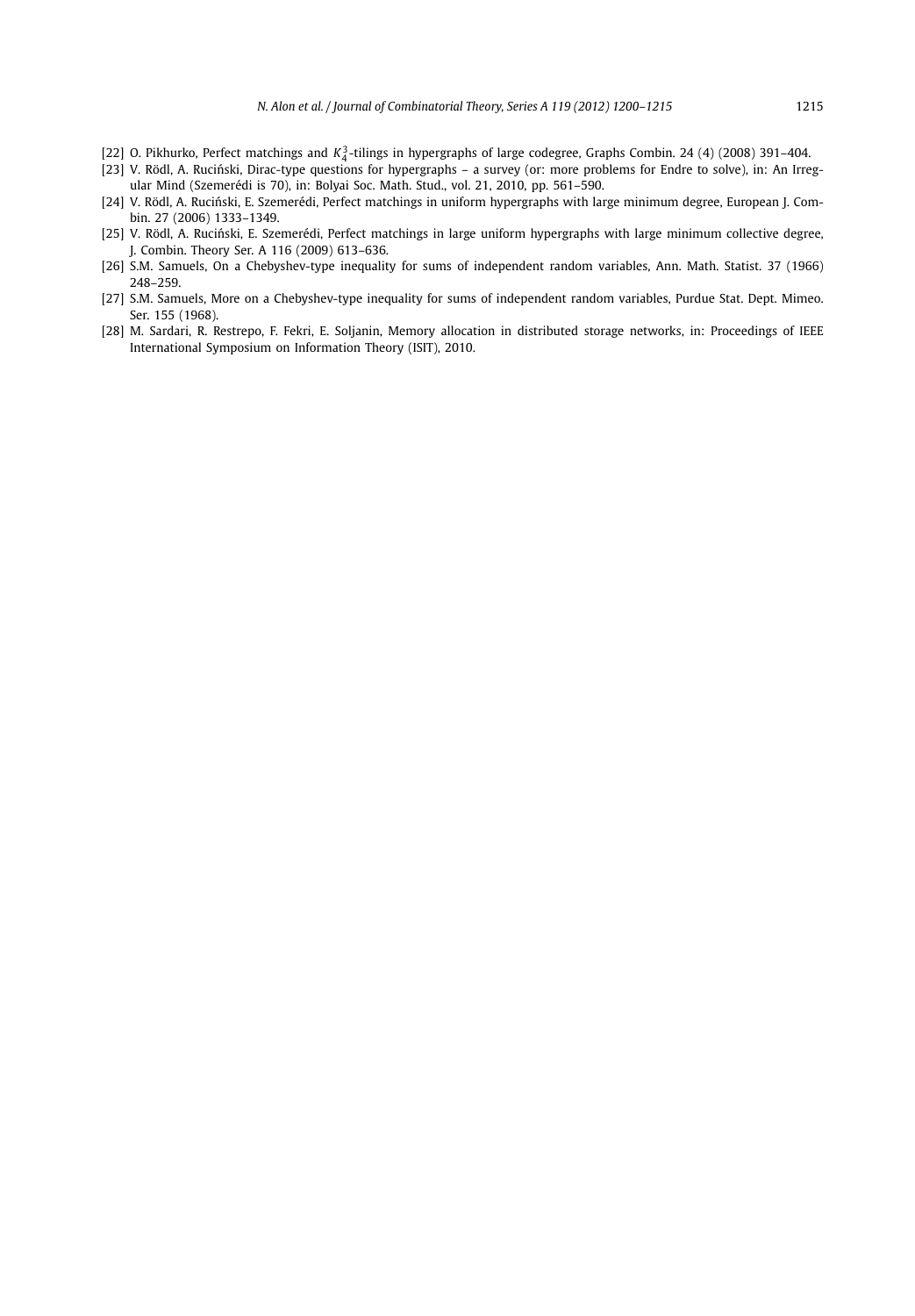[22] O. Pikhurko, Perfect matchings and $K_4^3$-tilings in hypergraphs of large codegree, Graphs Combin. 24 (4) (2008) 391–404.

[23] V. Rödl, A. Ruciński, Dirac-type questions for hypergraphs – a survey (or: more problems for Endre to solve), in: An Irregular Mind (Szemerédi is 70), in: Bolyai Soc. Math. Stud., vol. 21, 2010, pp. 561–590.

[24] V. Rödl, A. Ruciński, E. Szemerédi, Perfect matchings in uniform hypergraphs with large minimum degree, European J. Combin. 27 (2006) 1333–1349.

[25] V. Rödl, A. Ruciński, E. Szemerédi, Perfect matchings in large uniform hypergraphs with large minimum collective degree, J. Combin. Theory Ser. A 116 (2009) 613–636.

[26] S.M. Samuels, On a Chebyshev-type inequality for sums of independent random variables, Ann. Math. Statist. 37 (1966) 248–259.

[27] S.M. Samuels, More on a Chebyshev-type inequality for sums of independent random variables, Purdue Stat. Dept. Mimeo. Ser. 155 (1968).

[28] M. Sardari, R. Restrepo, F. Fekri, E. Soljanin, Memory allocation in distributed storage networks, in: Proceedings of IEEE International Symposium on Information Theory (ISIT), 2010.